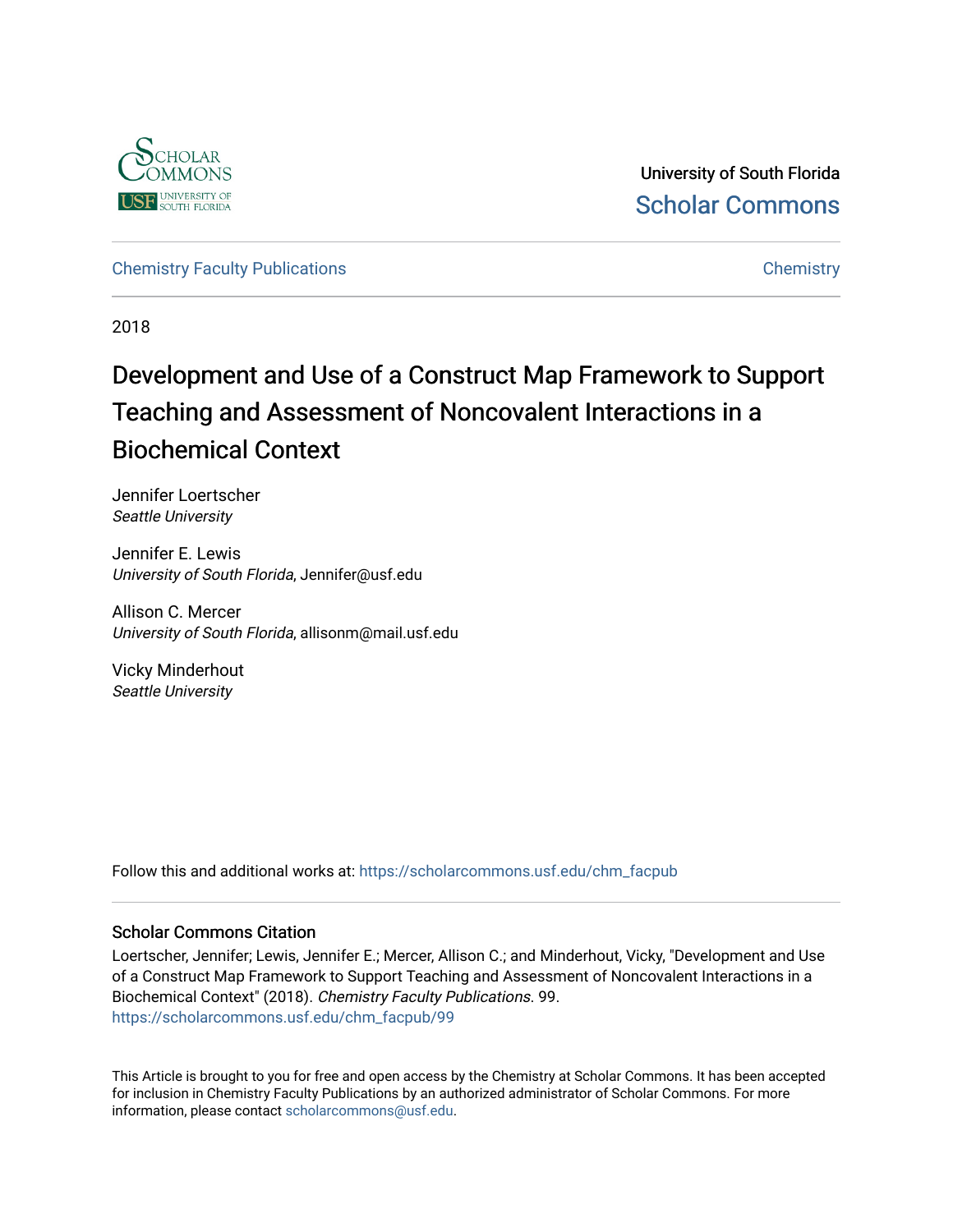University of South Florida

Scholar Commons

Chemistry Faculty Publications

Chemistry

2018

# Development and Use of a Construct Map Framework to Support Teaching and Assessment of Noncovalent Interactions in a Biochemical Context

Jennifer Loertscher
*Seattle University*

Jennifer E. Lewis
*University of South Florida*, Jennifer@usf.edu

Allison C. Mercer
*University of South Florida*, allisonm@mail.usf.edu

Vicky Minderhout
*Seattle University*

Follow this and additional works at: https://scholarcommons.usf.edu/chm_facpub

## Scholar Commons Citation

Loertscher, Jennifer; Lewis, Jennifer E.; Mercer, Allison C.; and Minderhout, Vicky, "Development and Use of a Construct Map Framework to Support Teaching and Assessment of Noncovalent Interactions in a Biochemical Context" (2018). *Chemistry Faculty Publications*. 99.
https://scholarcommons.usf.edu/chm_facpub/99

This Article is brought to you for free and open access by the Chemistry at Scholar Commons. It has been accepted for inclusion in Chemistry Faculty Publications by an authorized administrator of Scholar Commons. For more information, please contact scholarcommons@usf.edu.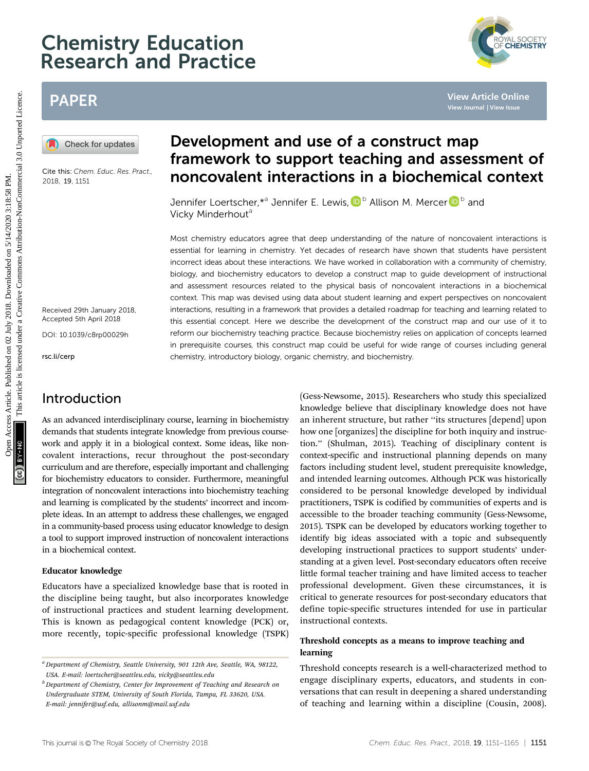# Chemistry Education Research and Practice

## PAPER

Cite this: *Chem. Educ. Res. Pract.*, 2018, **19**, 1151

Received 29th January 2018, Accepted 5th April 2018

DOI: 10.1039/c8rp00029h

rsc.li/cerp

# Development and use of a construct map framework to support teaching and assessment of noncovalent interactions in a biochemical context

Jennifer Loertscher,*[a] Jennifer E. Lewis,[b] Allison M. Mercer[b] and Vicky Minderhout[a]

Most chemistry educators agree that deep understanding of the nature of noncovalent interactions is essential for learning in chemistry. Yet decades of research have shown that students have persistent incorrect ideas about these interactions. We have worked in collaboration with a community of chemistry, biology, and biochemistry educators to develop a construct map to guide development of instructional and assessment resources related to the physical basis of noncovalent interactions in a biochemical context. This map was devised using data about student learning and expert perspectives on noncovalent interactions, resulting in a framework that provides a detailed roadmap for teaching and learning related to this essential concept. Here we describe the development of the construct map and our use of it to reform our biochemistry teaching practice. Because biochemistry relies on application of concepts learned in prerequisite courses, this construct map could be useful for wide range of courses including general chemistry, introductory biology, organic chemistry, and biochemistry.

## Introduction

As an advanced interdisciplinary course, learning in biochemistry demands that students integrate knowledge from previous coursework and apply it in a biological context. Some ideas, like noncovalent interactions, recur throughout the post-secondary curriculum and are therefore, especially important and challenging for biochemistry educators to consider. Furthermore, meaningful integration of noncovalent interactions into biochemistry teaching and learning is complicated by the students' incorrect and incomplete ideas. In an attempt to address these challenges, we engaged in a community-based process using educator knowledge to design a tool to support improved instruction of noncovalent interactions in a biochemical context.

### Educator knowledge

Educators have a specialized knowledge base that is rooted in the discipline being taught, but also incorporates knowledge of instructional practices and student learning development. This is known as pedagogical content knowledge (PCK) or, more recently, topic-specific professional knowledge (TSPK) (Gess-Newsome, 2015). Researchers who study this specialized knowledge believe that disciplinary knowledge does not have an inherent structure, but rather "its structures [depend] upon how one [organizes] the discipline for both inquiry and instruction." (Shulman, 2015). Teaching of disciplinary content is context-specific and instructional planning depends on many factors including student level, student prerequisite knowledge, and intended learning outcomes. Although PCK was historically considered to be personal knowledge developed by individual practitioners, TSPK is codified by communities of experts and is accessible to the broader teaching community (Gess-Newsome, 2015). TSPK can be developed by educators working together to identify big ideas associated with a topic and subsequently developing instructional practices to support students' understanding at a given level. Post-secondary educators often receive little formal teacher training and have limited access to teacher professional development. Given these circumstances, it is critical to generate resources for post-secondary educators that define topic-specific structures intended for use in particular instructional contexts.

### Threshold concepts as a means to improve teaching and learning

Threshold concepts research is a well-characterized method to engage disciplinary experts, educators, and students in conversations that can result in deepening a shared understanding of teaching and learning within a discipline (Cousin, 2008).

[a] Department of Chemistry, Seattle University, 901 12th Ave, Seattle, WA, 98122, USA. E-mail: loertscher@seattleu.edu, vicky@seattleu.edu

[b] Department of Chemistry, Center for Improvement of Teaching and Research on Undergraduate STEM, University of South Florida, Tampa, FL 33620, USA. E-mail: jennifer@usf.edu, allisonm@mail.usf.edu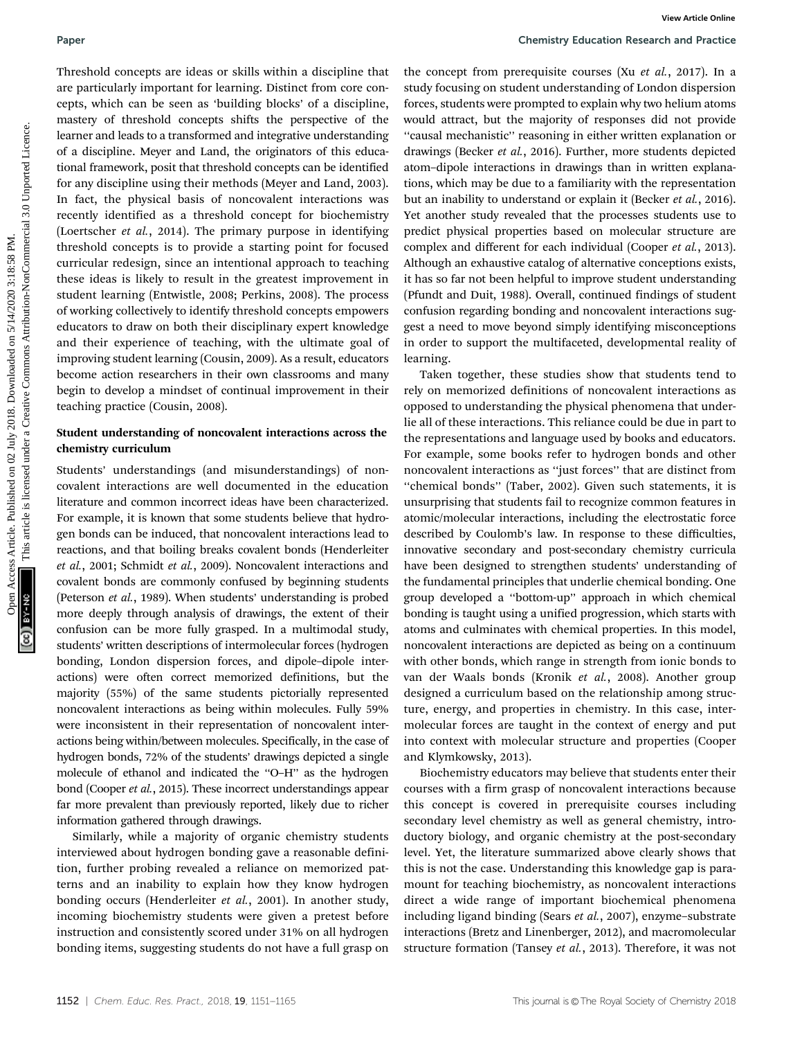Threshold concepts are ideas or skills within a discipline that are particularly important for learning. Distinct from core concepts, which can be seen as 'building blocks' of a discipline, mastery of threshold concepts shifts the perspective of the learner and leads to a transformed and integrative understanding of a discipline. Meyer and Land, the originators of this educational framework, posit that threshold concepts can be identified for any discipline using their methods (Meyer and Land, 2003). In fact, the physical basis of noncovalent interactions was recently identified as a threshold concept for biochemistry (Loertscher *et al.*, 2014). The primary purpose in identifying threshold concepts is to provide a starting point for focused curricular redesign, since an intentional approach to teaching these ideas is likely to result in the greatest improvement in student learning (Entwistle, 2008; Perkins, 2008). The process of working collectively to identify threshold concepts empowers educators to draw on both their disciplinary expert knowledge and their experience of teaching, with the ultimate goal of improving student learning (Cousin, 2009). As a result, educators become action researchers in their own classrooms and many begin to develop a mindset of continual improvement in their teaching practice (Cousin, 2008).

### Student understanding of noncovalent interactions across the chemistry curriculum

Students' understandings (and misunderstandings) of noncovalent interactions are well documented in the education literature and common incorrect ideas have been characterized. For example, it is known that some students believe that hydrogen bonds can be induced, that noncovalent interactions lead to reactions, and that boiling breaks covalent bonds (Henderleiter *et al.*, 2001; Schmidt *et al.*, 2009). Noncovalent interactions and covalent bonds are commonly confused by beginning students (Peterson *et al.*, 1989). When students' understanding is probed more deeply through analysis of drawings, the extent of their confusion can be more fully grasped. In a multimodal study, students' written descriptions of intermolecular forces (hydrogen bonding, London dispersion forces, and dipole–dipole interactions) were often correct memorized definitions, but the majority (55%) of the same students pictorially represented noncovalent interactions as being within molecules. Fully 59% were inconsistent in their representation of noncovalent interactions being within/between molecules. Specifically, in the case of hydrogen bonds, 72% of the students' drawings depicted a single molecule of ethanol and indicated the "O–H" as the hydrogen bond (Cooper *et al.*, 2015). These incorrect understandings appear far more prevalent than previously reported, likely due to richer information gathered through drawings.

Similarly, while a majority of organic chemistry students interviewed about hydrogen bonding gave a reasonable definition, further probing revealed a reliance on memorized patterns and an inability to explain how they know hydrogen bonding occurs (Henderleiter *et al.*, 2001). In another study, incoming biochemistry students were given a pretest before instruction and consistently scored under 31% on all hydrogen bonding items, suggesting students do not have a full grasp on the concept from prerequisite courses (Xu *et al.*, 2017). In a study focusing on student understanding of London dispersion forces, students were prompted to explain why two helium atoms would attract, but the majority of responses did not provide "causal mechanistic" reasoning in either written explanation or drawings (Becker *et al.*, 2016). Further, more students depicted atom–dipole interactions in drawings than in written explanations, which may be due to a familiarity with the representation but an inability to understand or explain it (Becker *et al.*, 2016). Yet another study revealed that the processes students use to predict physical properties based on molecular structure are complex and different for each individual (Cooper *et al.*, 2013). Although an exhaustive catalog of alternative conceptions exists, it has so far not been helpful to improve student understanding (Pfundt and Duit, 1988). Overall, continued findings of student confusion regarding bonding and noncovalent interactions suggest a need to move beyond simply identifying misconceptions in order to support the multifaceted, developmental reality of learning.

Taken together, these studies show that students tend to rely on memorized definitions of noncovalent interactions as opposed to understanding the physical phenomena that underlie all of these interactions. This reliance could be due in part to the representations and language used by books and educators. For example, some books refer to hydrogen bonds and other noncovalent interactions as "just forces" that are distinct from "chemical bonds" (Taber, 2002). Given such statements, it is unsurprising that students fail to recognize common features in atomic/molecular interactions, including the electrostatic force described by Coulomb's law. In response to these difficulties, innovative secondary and post-secondary chemistry curricula have been designed to strengthen students' understanding of the fundamental principles that underlie chemical bonding. One group developed a "bottom-up" approach in which chemical bonding is taught using a unified progression, which starts with atoms and culminates with chemical properties. In this model, noncovalent interactions are depicted as being on a continuum with other bonds, which range in strength from ionic bonds to van der Waals bonds (Kronik *et al.*, 2008). Another group designed a curriculum based on the relationship among structure, energy, and properties in chemistry. In this case, intermolecular forces are taught in the context of energy and put into context with molecular structure and properties (Cooper and Klymkowsky, 2013).

Biochemistry educators may believe that students enter their courses with a firm grasp of noncovalent interactions because this concept is covered in prerequisite courses including secondary level chemistry as well as general chemistry, introductory biology, and organic chemistry at the post-secondary level. Yet, the literature summarized above clearly shows that this is not the case. Understanding this knowledge gap is paramount for teaching biochemistry, as noncovalent interactions direct a wide range of important biochemical phenomena including ligand binding (Sears *et al.*, 2007), enzyme–substrate interactions (Bretz and Linenberger, 2012), and macromolecular structure formation (Tansey *et al.*, 2013). Therefore, it was not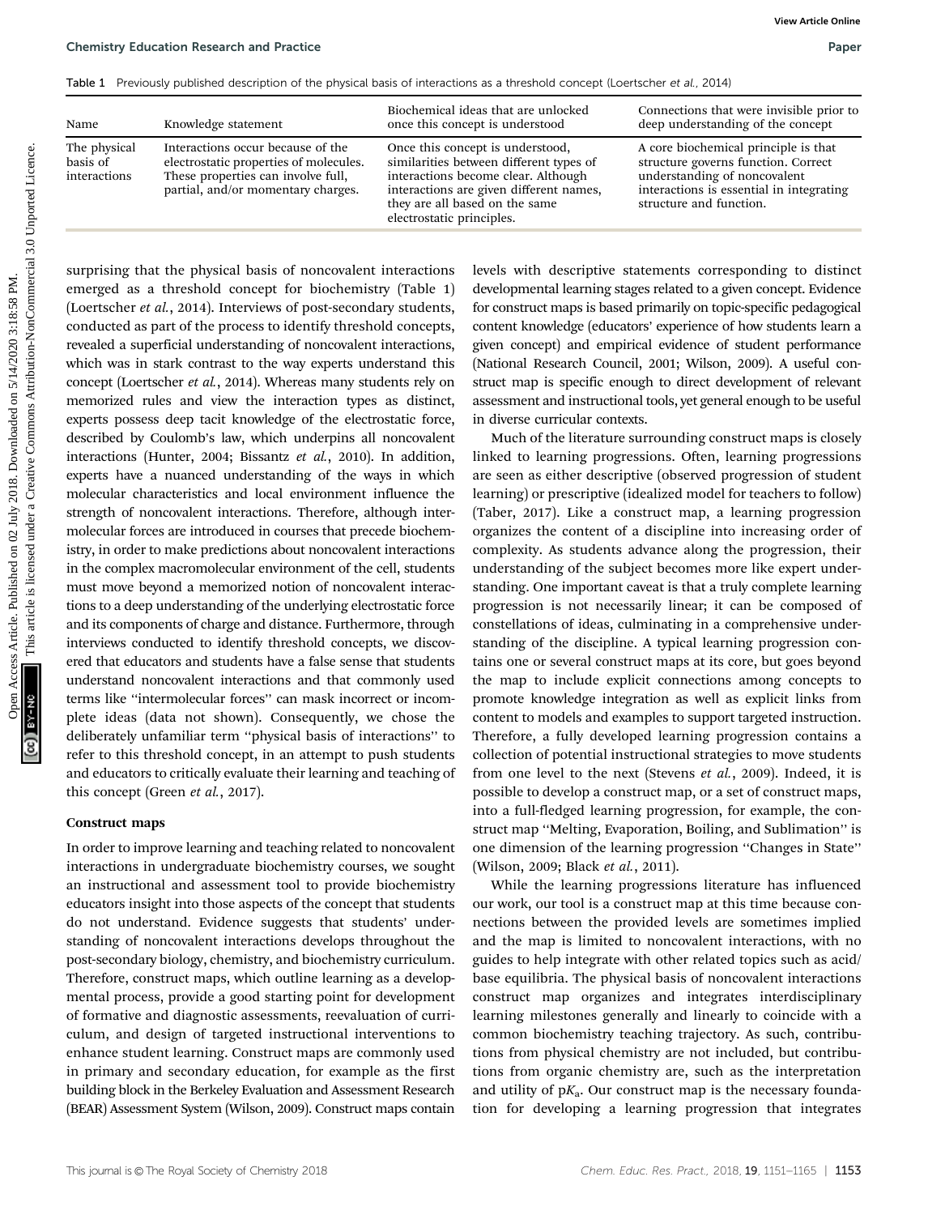Table 1 Previously published description of the physical basis of interactions as a threshold concept (Loertscher *et al.*, 2014)

| Name | Knowledge statement | Biochemical ideas that are unlocked once this concept is understood | Connections that were invisible prior to deep understanding of the concept |
|---|---|---|---|
| The physical basis of interactions | Interactions occur because of the electrostatic properties of molecules. These properties can involve full, partial, and/or momentary charges. | Once this concept is understood, similarities between different types of interactions become clear. Although interactions are given different names, they are all based on the same electrostatic principles. | A core biochemical principle is that structure governs function. Correct understanding of noncovalent interactions is essential in integrating structure and function. |

surprising that the physical basis of noncovalent interactions emerged as a threshold concept for biochemistry (Table 1) (Loertscher *et al.*, 2014). Interviews of post-secondary students, conducted as part of the process to identify threshold concepts, revealed a superficial understanding of noncovalent interactions, which was in stark contrast to the way experts understand this concept (Loertscher *et al.*, 2014). Whereas many students rely on memorized rules and view the interaction types as distinct, experts possess deep tacit knowledge of the electrostatic force, described by Coulomb's law, which underpins all noncovalent interactions (Hunter, 2004; Bissantz *et al.*, 2010). In addition, experts have a nuanced understanding of the ways in which molecular characteristics and local environment influence the strength of noncovalent interactions. Therefore, although intermolecular forces are introduced in courses that precede biochemistry, in order to make predictions about noncovalent interactions in the complex macromolecular environment of the cell, students must move beyond a memorized notion of noncovalent interactions to a deep understanding of the underlying electrostatic force and its components of charge and distance. Furthermore, through interviews conducted to identify threshold concepts, we discovered that educators and students have a false sense that students understand noncovalent interactions and that commonly used terms like "intermolecular forces" can mask incorrect or incomplete ideas (data not shown). Consequently, we chose the deliberately unfamiliar term "physical basis of interactions" to refer to this threshold concept, in an attempt to push students and educators to critically evaluate their learning and teaching of this concept (Green *et al.*, 2017).

### Construct maps

In order to improve learning and teaching related to noncovalent interactions in undergraduate biochemistry courses, we sought an instructional and assessment tool to provide biochemistry educators insight into those aspects of the concept that students do not understand. Evidence suggests that students' understanding of noncovalent interactions develops throughout the post-secondary biology, chemistry, and biochemistry curriculum. Therefore, construct maps, which outline learning as a developmental process, provide a good starting point for development of formative and diagnostic assessments, reevaluation of curriculum, and design of targeted instructional interventions to enhance student learning. Construct maps are commonly used in primary and secondary education, for example as the first building block in the Berkeley Evaluation and Assessment Research (BEAR) Assessment System (Wilson, 2009). Construct maps contain levels with descriptive statements corresponding to distinct developmental learning stages related to a given concept. Evidence for construct maps is based primarily on topic-specific pedagogical content knowledge (educators' experience of how students learn a given concept) and empirical evidence of student performance (National Research Council, 2001; Wilson, 2009). A useful construct map is specific enough to direct development of relevant assessment and instructional tools, yet general enough to be useful in diverse curricular contexts.

Much of the literature surrounding construct maps is closely linked to learning progressions. Often, learning progressions are seen as either descriptive (observed progression of student learning) or prescriptive (idealized model for teachers to follow) (Taber, 2017). Like a construct map, a learning progression organizes the content of a discipline into increasing order of complexity. As students advance along the progression, their understanding of the subject becomes more like expert understanding. One important caveat is that a truly complete learning progression is not necessarily linear; it can be composed of constellations of ideas, culminating in a comprehensive understanding of the discipline. A typical learning progression contains one or several construct maps at its core, but goes beyond the map to include explicit connections among concepts to promote knowledge integration as well as explicit links from content to models and examples to support targeted instruction. Therefore, a fully developed learning progression contains a collection of potential instructional strategies to move students from one level to the next (Stevens *et al.*, 2009). Indeed, it is possible to develop a construct map, or a set of construct maps, into a full-fledged learning progression, for example, the construct map "Melting, Evaporation, Boiling, and Sublimation" is one dimension of the learning progression "Changes in State" (Wilson, 2009; Black *et al.*, 2011).

While the learning progressions literature has influenced our work, our tool is a construct map at this time because connections between the provided levels are sometimes implied and the map is limited to noncovalent interactions, with no guides to help integrate with other related topics such as acid/base equilibria. The physical basis of noncovalent interactions construct map organizes and integrates interdisciplinary learning milestones generally and linearly to coincide with a common biochemistry teaching trajectory. As such, contributions from physical chemistry are not included, but contributions from organic chemistry are, such as the interpretation and utility of $pK_a$. Our construct map is the necessary foundation for developing a learning progression that integrates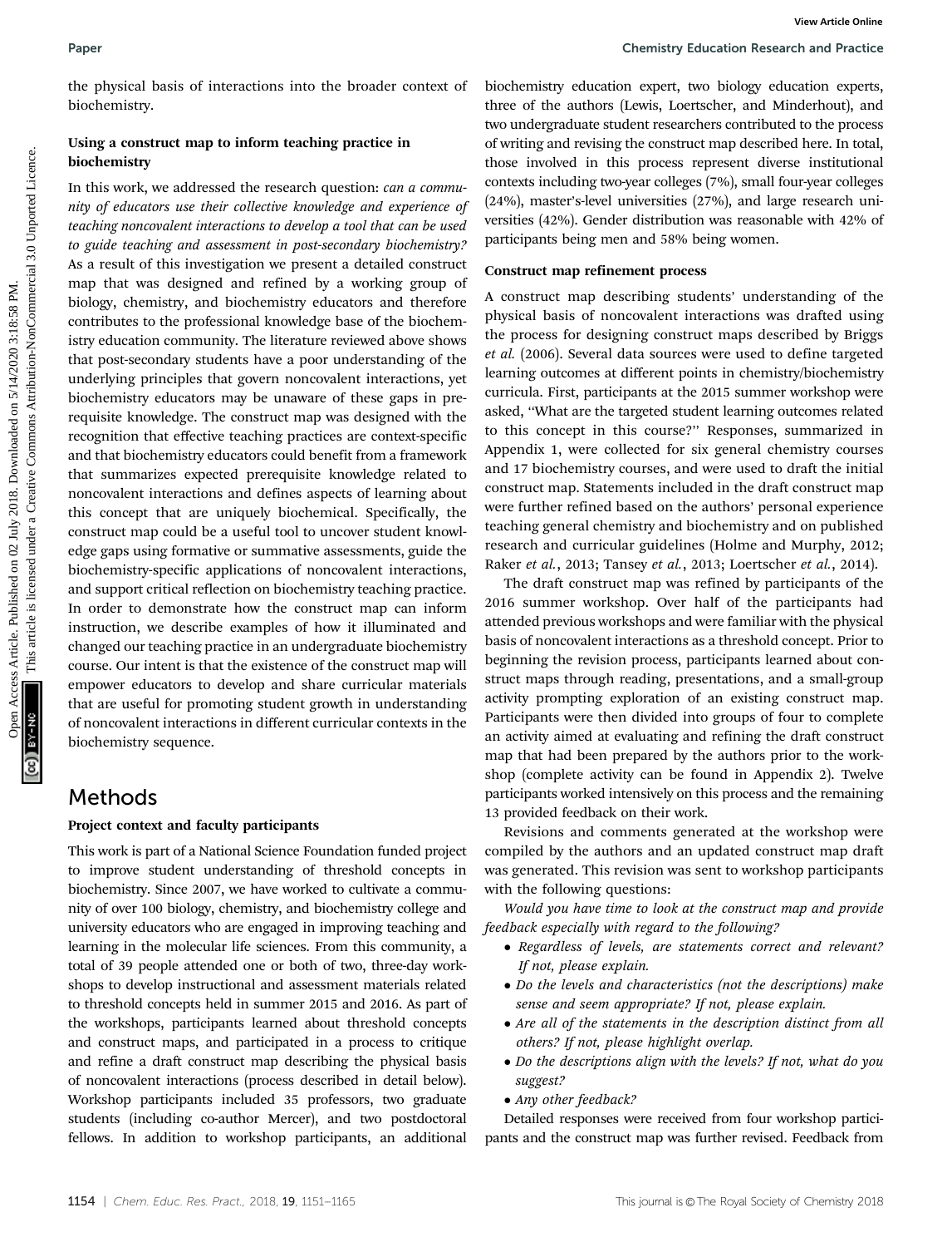the physical basis of interactions into the broader context of biochemistry.

### Using a construct map to inform teaching practice in biochemistry

In this work, we addressed the research question: *can a community of educators use their collective knowledge and experience of teaching noncovalent interactions to develop a tool that can be used to guide teaching and assessment in post-secondary biochemistry?* As a result of this investigation we present a detailed construct map that was designed and refined by a working group of biology, chemistry, and biochemistry educators and therefore contributes to the professional knowledge base of the biochemistry education community. The literature reviewed above shows that post-secondary students have a poor understanding of the underlying principles that govern noncovalent interactions, yet biochemistry educators may be unaware of these gaps in prerequisite knowledge. The construct map was designed with the recognition that effective teaching practices are context-specific and that biochemistry educators could benefit from a framework that summarizes expected prerequisite knowledge related to noncovalent interactions and defines aspects of learning about this concept that are uniquely biochemical. Specifically, the construct map could be a useful tool to uncover student knowledge gaps using formative or summative assessments, guide the biochemistry-specific applications of noncovalent interactions, and support critical reflection on biochemistry teaching practice. In order to demonstrate how the construct map can inform instruction, we describe examples of how it illuminated and changed our teaching practice in an undergraduate biochemistry course. Our intent is that the existence of the construct map will empower educators to develop and share curricular materials that are useful for promoting student growth in understanding of noncovalent interactions in different curricular contexts in the biochemistry sequence.

## Methods

### Project context and faculty participants

This work is part of a National Science Foundation funded project to improve student understanding of threshold concepts in biochemistry. Since 2007, we have worked to cultivate a community of over 100 biology, chemistry, and biochemistry college and university educators who are engaged in improving teaching and learning in the molecular life sciences. From this community, a total of 39 people attended one or both of two, three-day workshops to develop instructional and assessment materials related to threshold concepts held in summer 2015 and 2016. As part of the workshops, participants learned about threshold concepts and construct maps, and participated in a process to critique and refine a draft construct map describing the physical basis of noncovalent interactions (process described in detail below). Workshop participants included 35 professors, two graduate students (including co-author Mercer), and two postdoctoral fellows. In addition to workshop participants, an additional biochemistry education expert, two biology education experts, three of the authors (Lewis, Loertscher, and Minderhout), and two undergraduate student researchers contributed to the process of writing and revising the construct map described here. In total, those involved in this process represent diverse institutional contexts including two-year colleges (7%), small four-year colleges (24%), master's-level universities (27%), and large research universities (42%). Gender distribution was reasonable with 42% of participants being men and 58% being women.

### Construct map refinement process

A construct map describing students' understanding of the physical basis of noncovalent interactions was drafted using the process for designing construct maps described by Briggs *et al.* (2006). Several data sources were used to define targeted learning outcomes at different points in chemistry/biochemistry curricula. First, participants at the 2015 summer workshop were asked, "What are the targeted student learning outcomes related to this concept in this course?" Responses, summarized in Appendix 1, were collected for six general chemistry courses and 17 biochemistry courses, and were used to draft the initial construct map. Statements included in the draft construct map were further refined based on the authors' personal experience teaching general chemistry and biochemistry and on published research and curricular guidelines (Holme and Murphy, 2012; Raker *et al.*, 2013; Tansey *et al.*, 2013; Loertscher *et al.*, 2014).

The draft construct map was refined by participants of the 2016 summer workshop. Over half of the participants had attended previous workshops and were familiar with the physical basis of noncovalent interactions as a threshold concept. Prior to beginning the revision process, participants learned about construct maps through reading, presentations, and a small-group activity prompting exploration of an existing construct map. Participants were then divided into groups of four to complete an activity aimed at evaluating and refining the draft construct map that had been prepared by the authors prior to the workshop (complete activity can be found in Appendix 2). Twelve participants worked intensively on this process and the remaining 13 provided feedback on their work.

Revisions and comments generated at the workshop were compiled by the authors and an updated construct map draft was generated. This revision was sent to workshop participants with the following questions:

*Would you have time to look at the construct map and provide feedback especially with regard to the following?*

- *Regardless of levels, are statements correct and relevant? If not, please explain.*
- *Do the levels and characteristics (not the descriptions) make sense and seem appropriate? If not, please explain.*
- *Are all of the statements in the description distinct from all others? If not, please highlight overlap.*
- *Do the descriptions align with the levels? If not, what do you suggest?*
- *Any other feedback?*

Detailed responses were received from four workshop participants and the construct map was further revised. Feedback from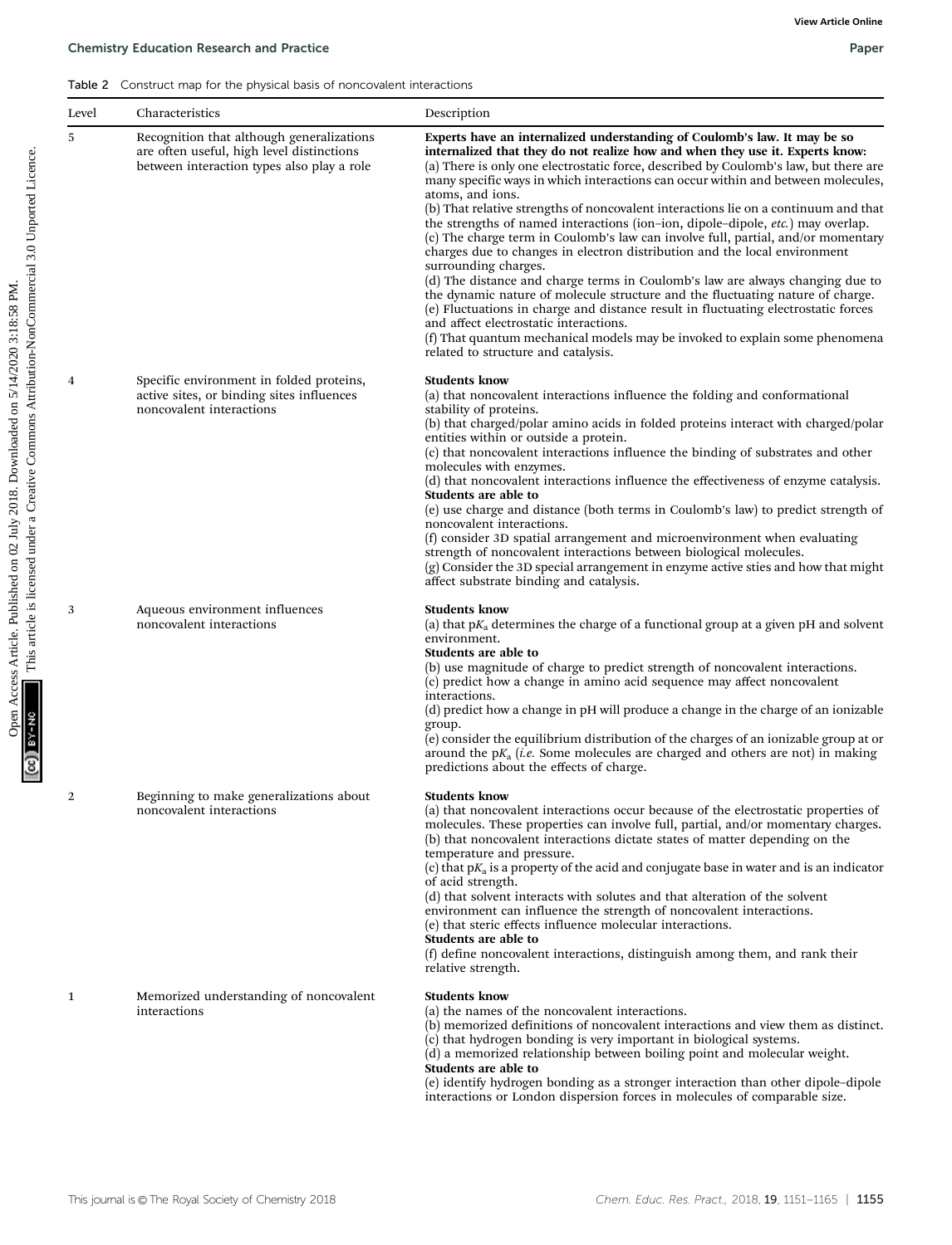Table 2 Construct map for the physical basis of noncovalent interactions

| Level | Characteristics | Description |
|---|---|---|
| 5 | Recognition that although generalizations are often useful, high level distinctions between interaction types also play a role | **Experts have an internalized understanding of Coulomb's law. It may be so internalized that they do not realize how and when they use it. Experts know:** (a) There is only one electrostatic force, described by Coulomb's law, but there are many specific ways in which interactions can occur within and between molecules, atoms, and ions. (b) That relative strengths of noncovalent interactions lie on a continuum and that the strengths of named interactions (ion–ion, dipole–dipole, *etc.*) may overlap. (c) The charge term in Coulomb's law can involve full, partial, and/or momentary charges due to changes in electron distribution and the local environment surrounding charges. (d) The distance and charge terms in Coulomb's law are always changing due to the dynamic nature of molecule structure and the fluctuating nature of charge. (e) Fluctuations in charge and distance result in fluctuating electrostatic forces and affect electrostatic interactions. (f) That quantum mechanical models may be invoked to explain some phenomena related to structure and catalysis. |
| 4 | Specific environment in folded proteins, active sites, or binding sites influences noncovalent interactions | **Students know** (a) that noncovalent interactions influence the folding and conformational stability of proteins. (b) that charged/polar amino acids in folded proteins interact with charged/polar entities within or outside a protein. (c) that noncovalent interactions influence the binding of substrates and other molecules with enzymes. (d) that noncovalent interactions influence the effectiveness of enzyme catalysis. **Students are able to** (e) use charge and distance (both terms in Coulomb's law) to predict strength of noncovalent interactions. (f) consider 3D spatial arrangement and microenvironment when evaluating strength of noncovalent interactions between biological molecules. (g) Consider the 3D special arrangement in enzyme active sties and how that might affect substrate binding and catalysis. |
| 3 | Aqueous environment influences noncovalent interactions | **Students know** (a) that p$K_a$ determines the charge of a functional group at a given pH and solvent environment. **Students are able to** (b) use magnitude of charge to predict strength of noncovalent interactions. (c) predict how a change in amino acid sequence may affect noncovalent interactions. (d) predict how a change in pH will produce a change in the charge of an ionizable group. (e) consider the equilibrium distribution of the charges of an ionizable group at or around the p$K_a$ (*i.e.* Some molecules are charged and others are not) in making predictions about the effects of charge. |
| 2 | Beginning to make generalizations about noncovalent interactions | **Students know** (a) that noncovalent interactions occur because of the electrostatic properties of molecules. These properties can involve full, partial, and/or momentary charges. (b) that noncovalent interactions dictate states of matter depending on the temperature and pressure. (c) that p$K_a$ is a property of the acid and conjugate base in water and is an indicator of acid strength. (d) that solvent interacts with solutes and that alteration of the solvent environment can influence the strength of noncovalent interactions. (e) that steric effects influence molecular interactions. **Students are able to** (f) define noncovalent interactions, distinguish among them, and rank their relative strength. |
| 1 | Memorized understanding of noncovalent interactions | **Students know** (a) the names of the noncovalent interactions. (b) memorized definitions of noncovalent interactions and view them as distinct. (c) that hydrogen bonding is very important in biological systems. (d) a memorized relationship between boiling point and molecular weight. **Students are able to** (e) identify hydrogen bonding as a stronger interaction than other dipole–dipole interactions or London dispersion forces in molecules of comparable size. |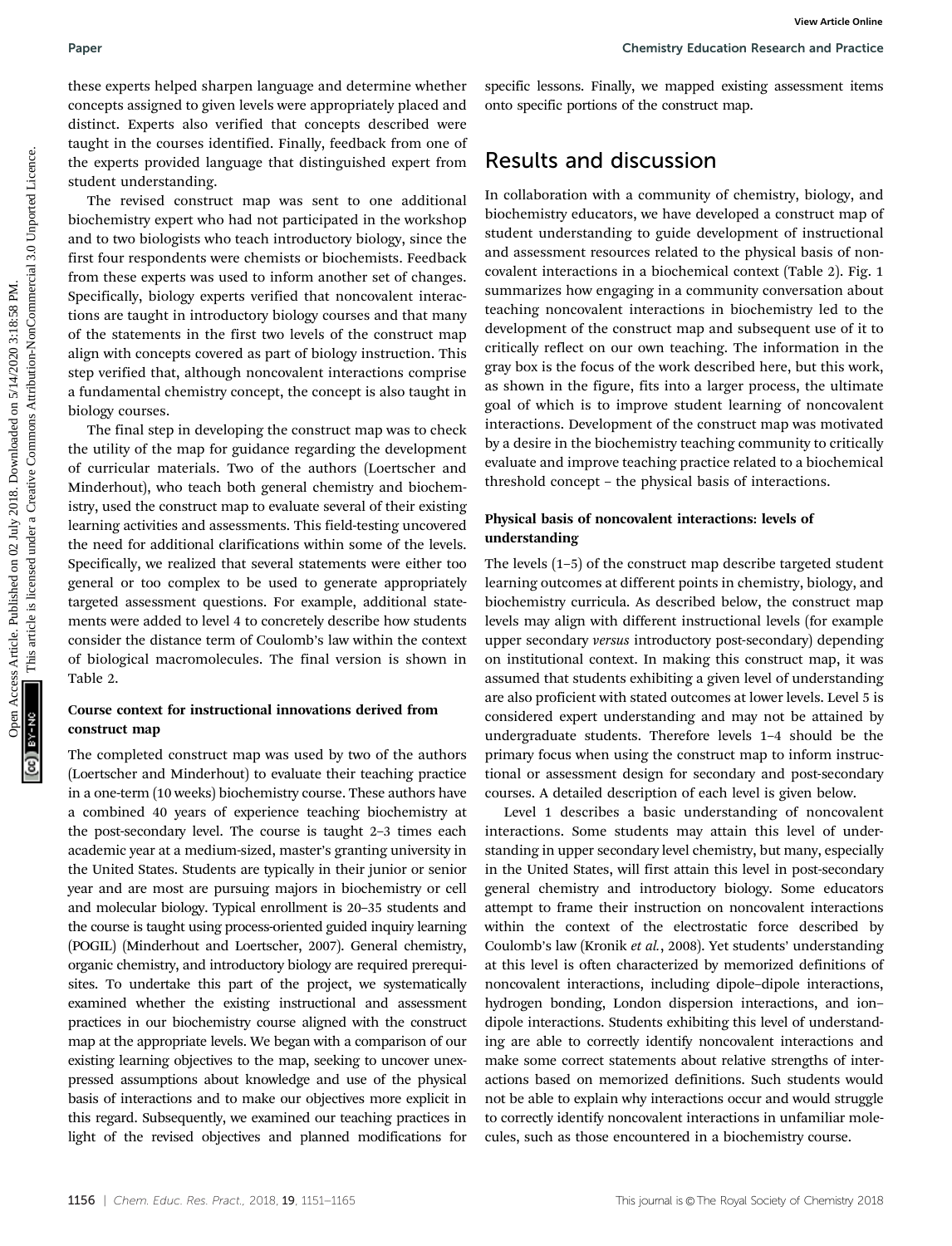these experts helped sharpen language and determine whether concepts assigned to given levels were appropriately placed and distinct. Experts also verified that concepts described were taught in the courses identified. Finally, feedback from one of the experts provided language that distinguished expert from student understanding.

The revised construct map was sent to one additional biochemistry expert who had not participated in the workshop and to two biologists who teach introductory biology, since the first four respondents were chemists or biochemists. Feedback from these experts was used to inform another set of changes. Specifically, biology experts verified that noncovalent interactions are taught in introductory biology courses and that many of the statements in the first two levels of the construct map align with concepts covered as part of biology instruction. This step verified that, although noncovalent interactions comprise a fundamental chemistry concept, the concept is also taught in biology courses.

The final step in developing the construct map was to check the utility of the map for guidance regarding the development of curricular materials. Two of the authors (Loertscher and Minderhout), who teach both general chemistry and biochemistry, used the construct map to evaluate several of their existing learning activities and assessments. This field-testing uncovered the need for additional clarifications within some of the levels. Specifically, we realized that several statements were either too general or too complex to be used to generate appropriately targeted assessment questions. For example, additional statements were added to level 4 to concretely describe how students consider the distance term of Coulomb's law within the context of biological macromolecules. The final version is shown in Table 2.

### Course context for instructional innovations derived from construct map

The completed construct map was used by two of the authors (Loertscher and Minderhout) to evaluate their teaching practice in a one-term (10 weeks) biochemistry course. These authors have a combined 40 years of experience teaching biochemistry at the post-secondary level. The course is taught 2–3 times each academic year at a medium-sized, master's granting university in the United States. Students are typically in their junior or senior year and are most are pursuing majors in biochemistry or cell and molecular biology. Typical enrollment is 20–35 students and the course is taught using process-oriented guided inquiry learning (POGIL) (Minderhout and Loertscher, 2007). General chemistry, organic chemistry, and introductory biology are required prerequisites. To undertake this part of the project, we systematically examined whether the existing instructional and assessment practices in our biochemistry course aligned with the construct map at the appropriate levels. We began with a comparison of our existing learning objectives to the map, seeking to uncover unexpressed assumptions about knowledge and use of the physical basis of interactions and to make our objectives more explicit in this regard. Subsequently, we examined our teaching practices in light of the revised objectives and planned modifications for specific lessons. Finally, we mapped existing assessment items onto specific portions of the construct map.

## Results and discussion

In collaboration with a community of chemistry, biology, and biochemistry educators, we have developed a construct map of student understanding to guide development of instructional and assessment resources related to the physical basis of noncovalent interactions in a biochemical context (Table 2). Fig. 1 summarizes how engaging in a community conversation about teaching noncovalent interactions in biochemistry led to the development of the construct map and subsequent use of it to critically reflect on our own teaching. The information in the gray box is the focus of the work described here, but this work, as shown in the figure, fits into a larger process, the ultimate goal of which is to improve student learning of noncovalent interactions. Development of the construct map was motivated by a desire in the biochemistry teaching community to critically evaluate and improve teaching practice related to a biochemical threshold concept – the physical basis of interactions.

### Physical basis of noncovalent interactions: levels of understanding

The levels (1–5) of the construct map describe targeted student learning outcomes at different points in chemistry, biology, and biochemistry curricula. As described below, the construct map levels may align with different instructional levels (for example upper secondary *versus* introductory post-secondary) depending on institutional context. In making this construct map, it was assumed that students exhibiting a given level of understanding are also proficient with stated outcomes at lower levels. Level 5 is considered expert understanding and may not be attained by undergraduate students. Therefore levels 1–4 should be the primary focus when using the construct map to inform instructional or assessment design for secondary and post-secondary courses. A detailed description of each level is given below.

Level 1 describes a basic understanding of noncovalent interactions. Some students may attain this level of understanding in upper secondary level chemistry, but many, especially in the United States, will first attain this level in post-secondary general chemistry and introductory biology. Some educators attempt to frame their instruction on noncovalent interactions within the context of the electrostatic force described by Coulomb's law (Kronik *et al.*, 2008). Yet students' understanding at this level is often characterized by memorized definitions of noncovalent interactions, including dipole–dipole interactions, hydrogen bonding, London dispersion interactions, and ion–dipole interactions. Students exhibiting this level of understanding are able to correctly identify noncovalent interactions and make some correct statements about relative strengths of interactions based on memorized definitions. Such students would not be able to explain why interactions occur and would struggle to correctly identify noncovalent interactions in unfamiliar molecules, such as those encountered in a biochemistry course.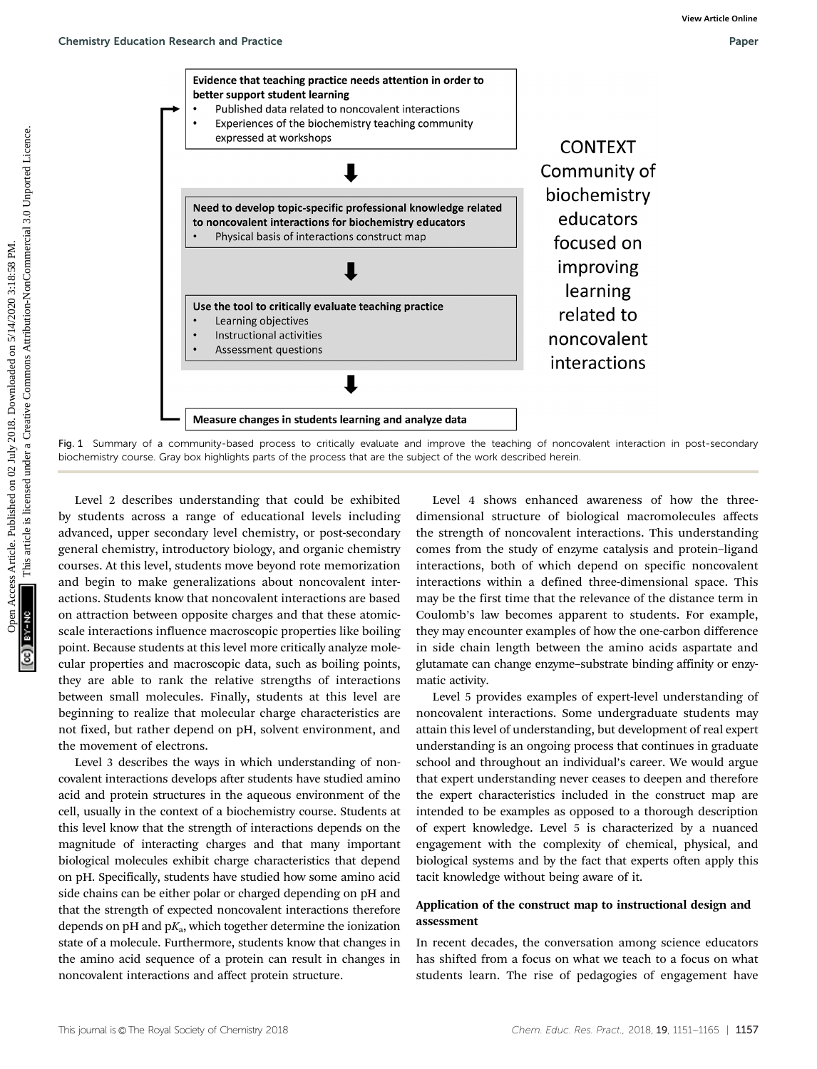Evidence that teaching practice needs attention in order to better support student learning
- Published data related to noncovalent interactions
- Experiences of the biochemistry teaching community expressed at workshops

Need to develop topic-specific professional knowledge related to noncovalent interactions for biochemistry educators
- Physical basis of interactions construct map

Use the tool to critically evaluate teaching practice
- Learning objectives
- Instructional activities
- Assessment questions

Measure changes in students learning and analyze data

CONTEXT
Community of biochemistry educators focused on improving learning related to noncovalent interactions

Fig. 1 Summary of a community-based process to critically evaluate and improve the teaching of noncovalent interaction in post-secondary biochemistry course. Gray box highlights parts of the process that are the subject of the work described herein.

Level 2 describes understanding that could be exhibited by students across a range of educational levels including advanced, upper secondary level chemistry, or post-secondary general chemistry, introductory biology, and organic chemistry courses. At this level, students move beyond rote memorization and begin to make generalizations about noncovalent interactions. Students know that noncovalent interactions are based on attraction between opposite charges and that these atomic-scale interactions influence macroscopic properties like boiling point. Because students at this level more critically analyze molecular properties and macroscopic data, such as boiling points, they are able to rank the relative strengths of interactions between small molecules. Finally, students at this level are beginning to realize that molecular charge characteristics are not fixed, but rather depend on pH, solvent environment, and the movement of electrons.

Level 3 describes the ways in which understanding of noncovalent interactions develops after students have studied amino acid and protein structures in the aqueous environment of the cell, usually in the context of a biochemistry course. Students at this level know that the strength of interactions depends on the magnitude of interacting charges and that many important biological molecules exhibit charge characteristics that depend on pH. Specifically, students have studied how some amino acid side chains can be either polar or charged depending on pH and that the strength of expected noncovalent interactions therefore depends on pH and p$K_a$, which together determine the ionization state of a molecule. Furthermore, students know that changes in the amino acid sequence of a protein can result in changes in noncovalent interactions and affect protein structure.

Level 4 shows enhanced awareness of how the three-dimensional structure of biological macromolecules affects the strength of noncovalent interactions. This understanding comes from the study of enzyme catalysis and protein–ligand interactions, both of which depend on specific noncovalent interactions within a defined three-dimensional space. This may be the first time that the relevance of the distance term in Coulomb's law becomes apparent to students. For example, they may encounter examples of how the one-carbon difference in side chain length between the amino acids aspartate and glutamate can change enzyme–substrate binding affinity or enzymatic activity.

Level 5 provides examples of expert-level understanding of noncovalent interactions. Some undergraduate students may attain this level of understanding, but development of real expert understanding is an ongoing process that continues in graduate school and throughout an individual's career. We would argue that expert understanding never ceases to deepen and therefore the expert characteristics included in the construct map are intended to be examples as opposed to a thorough description of expert knowledge. Level 5 is characterized by a nuanced engagement with the complexity of chemical, physical, and biological systems and by the fact that experts often apply this tacit knowledge without being aware of it.

### Application of the construct map to instructional design and assessment

In recent decades, the conversation among science educators has shifted from a focus on what we teach to a focus on what students learn. The rise of pedagogies of engagement have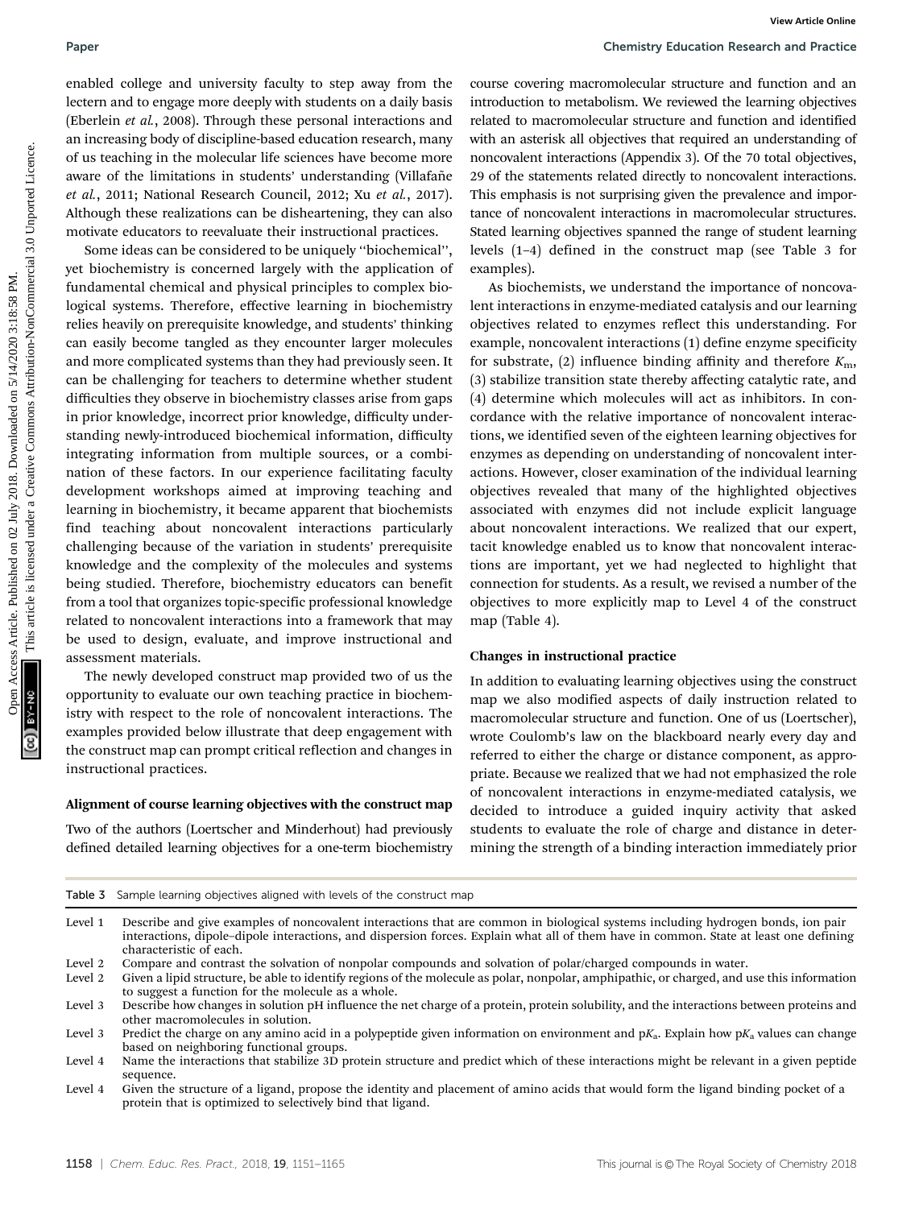enabled college and university faculty to step away from the lectern and to engage more deeply with students on a daily basis (Eberlein *et al.*, 2008). Through these personal interactions and an increasing body of discipline-based education research, many of us teaching in the molecular life sciences have become more aware of the limitations in students' understanding (Villafañe *et al.*, 2011; National Research Council, 2012; Xu *et al.*, 2017). Although these realizations can be disheartening, they can also motivate educators to reevaluate their instructional practices.

Some ideas can be considered to be uniquely "biochemical", yet biochemistry is concerned largely with the application of fundamental chemical and physical principles to complex biological systems. Therefore, effective learning in biochemistry relies heavily on prerequisite knowledge, and students' thinking can easily become tangled as they encounter larger molecules and more complicated systems than they had previously seen. It can be challenging for teachers to determine whether student difficulties they observe in biochemistry classes arise from gaps in prior knowledge, incorrect prior knowledge, difficulty understanding newly-introduced biochemical information, difficulty integrating information from multiple sources, or a combination of these factors. In our experience facilitating faculty development workshops aimed at improving teaching and learning in biochemistry, it became apparent that biochemists find teaching about noncovalent interactions particularly challenging because of the variation in students' prerequisite knowledge and the complexity of the molecules and systems being studied. Therefore, biochemistry educators can benefit from a tool that organizes topic-specific professional knowledge related to noncovalent interactions into a framework that may be used to design, evaluate, and improve instructional and assessment materials.

The newly developed construct map provided two of us the opportunity to evaluate our own teaching practice in biochemistry with respect to the role of noncovalent interactions. The examples provided below illustrate that deep engagement with the construct map can prompt critical reflection and changes in instructional practices.

### Alignment of course learning objectives with the construct map

Two of the authors (Loertscher and Minderhout) had previously defined detailed learning objectives for a one-term biochemistry course covering macromolecular structure and function and an introduction to metabolism. We reviewed the learning objectives related to macromolecular structure and function and identified with an asterisk all objectives that required an understanding of noncovalent interactions (Appendix 3). Of the 70 total objectives, 29 of the statements related directly to noncovalent interactions. This emphasis is not surprising given the prevalence and importance of noncovalent interactions in macromolecular structures. Stated learning objectives spanned the range of student learning levels (1–4) defined in the construct map (see Table 3 for examples).

As biochemists, we understand the importance of noncovalent interactions in enzyme-mediated catalysis and our learning objectives related to enzymes reflect this understanding. For example, noncovalent interactions (1) define enzyme specificity for substrate, (2) influence binding affinity and therefore $K_m$, (3) stabilize transition state thereby affecting catalytic rate, and (4) determine which molecules will act as inhibitors. In concordance with the relative importance of noncovalent interactions, we identified seven of the eighteen learning objectives for enzymes as depending on understanding of noncovalent interactions. However, closer examination of the individual learning objectives revealed that many of the highlighted objectives associated with enzymes did not include explicit language about noncovalent interactions. We realized that our expert, tacit knowledge enabled us to know that noncovalent interactions are important, yet we had neglected to highlight that connection for students. As a result, we revised a number of the objectives to more explicitly map to Level 4 of the construct map (Table 4).

### Changes in instructional practice

In addition to evaluating learning objectives using the construct map we also modified aspects of daily instruction related to macromolecular structure and function. One of us (Loertscher), wrote Coulomb's law on the blackboard nearly every day and referred to either the charge or distance component, as appropriate. Because we realized that we had not emphasized the role of noncovalent interactions in enzyme-mediated catalysis, we decided to introduce a guided inquiry activity that asked students to evaluate the role of charge and distance in determining the strength of a binding interaction immediately prior

Table 3 Sample learning objectives aligned with levels of the construct map

| | |
|---|---|
| Level 1 | Describe and give examples of noncovalent interactions that are common in biological systems including hydrogen bonds, ion pair interactions, dipole–dipole interactions, and dispersion forces. Explain what all of them have in common. State at least one defining characteristic of each. |
| Level 2 | Compare and contrast the solvation of nonpolar compounds and solvation of polar/charged compounds in water. |
| Level 2 | Given a lipid structure, be able to identify regions of the molecule as polar, nonpolar, amphipathic, or charged, and use this information to suggest a function for the molecule as a whole. |
| Level 3 | Describe how changes in solution pH influence the net charge of a protein, protein solubility, and the interactions between proteins and other macromolecules in solution. |
| Level 3 | Predict the charge on any amino acid in a polypeptide given information on environment and $pK_a$. Explain how $pK_a$ values can change based on neighboring functional groups. |
| Level 4 | Name the interactions that stabilize 3D protein structure and predict which of these interactions might be relevant in a given peptide sequence. |
| Level 4 | Given the structure of a ligand, propose the identity and placement of amino acids that would form the ligand binding pocket of a protein that is optimized to selectively bind that ligand. |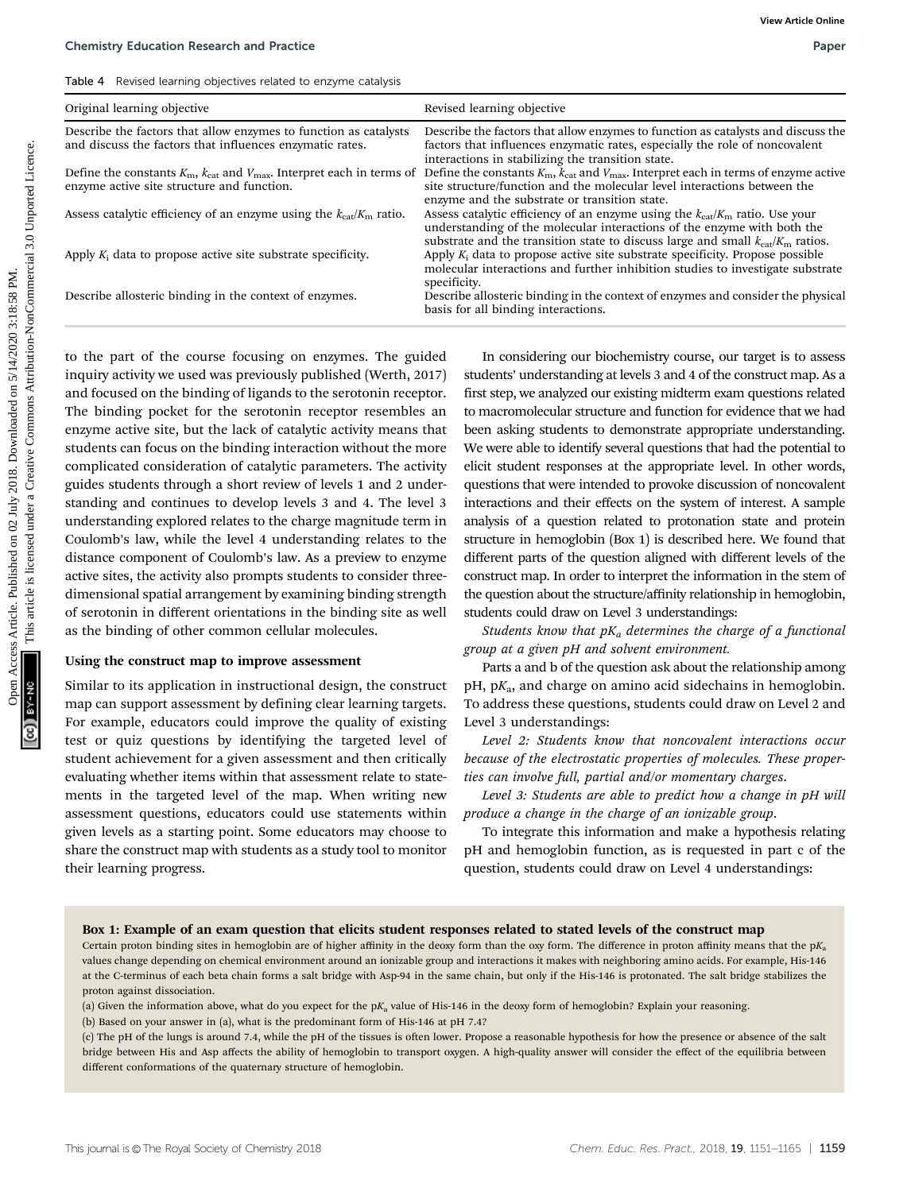Table 4 Revised learning objectives related to enzyme catalysis

| Original learning objective | Revised learning objective |
| --- | --- |
| Describe the factors that allow enzymes to function as catalysts and discuss the factors that influences enzymatic rates. | Describe the factors that allow enzymes to function as catalysts and discuss the factors that influences enzymatic rates, especially the role of noncovalent interactions in stabilizing the transition state. |
| Define the constants $K_m$, $k_{cat}$ and $V_{max}$. Interpret each in terms of enzyme active site structure and function. | Define the constants $K_m$, $k_{cat}$ and $V_{max}$. Interpret each in terms of enzyme active site structure/function and the molecular level interactions between the enzyme and the substrate or transition state. |
| Assess catalytic efficiency of an enzyme using the $k_{cat}/K_m$ ratio. | Assess catalytic efficiency of an enzyme using the $k_{cat}/K_m$ ratio. Use your understanding of the molecular interactions of the enzyme with both the substrate and the transition state to discuss large and small $k_{cat}/K_m$ ratios. |
| Apply $K_i$ data to propose active site substrate specificity. | Apply $K_i$ data to propose active site substrate specificity. Propose possible molecular interactions and further inhibition studies to investigate substrate specificity. |
| Describe allosteric binding in the context of enzymes. | Describe allosteric binding in the context of enzymes and consider the physical basis for all binding interactions. |

to the part of the course focusing on enzymes. The guided inquiry activity we used was previously published (Werth, 2017) and focused on the binding of ligands to the serotonin receptor. The binding pocket for the serotonin receptor resembles an enzyme active site, but the lack of catalytic activity means that students can focus on the binding interaction without the more complicated consideration of catalytic parameters. The activity guides students through a short review of levels 1 and 2 understanding and continues to develop levels 3 and 4. The level 3 understanding explored relates to the charge magnitude term in Coulomb's law, while the level 4 understanding relates to the distance component of Coulomb's law. As a preview to enzyme active sites, the activity also prompts students to consider three-dimensional spatial arrangement by examining binding strength of serotonin in different orientations in the binding site as well as the binding of other common cellular molecules.

### Using the construct map to improve assessment

Similar to its application in instructional design, the construct map can support assessment by defining clear learning targets. For example, educators could improve the quality of existing test or quiz questions by identifying the targeted level of student achievement for a given assessment and then critically evaluating whether items within that assessment relate to statements in the targeted level of the map. When writing new assessment questions, educators could use statements within given levels as a starting point. Some educators may choose to share the construct map with students as a study tool to monitor their learning progress.

In considering our biochemistry course, our target is to assess students' understanding at levels 3 and 4 of the construct map. As a first step, we analyzed our existing midterm exam questions related to macromolecular structure and function for evidence that we had been asking students to demonstrate appropriate understanding. We were able to identify several questions that had the potential to elicit student responses at the appropriate level. In other words, questions that were intended to provoke discussion of noncovalent interactions and their effects on the system of interest. A sample analysis of a question related to protonation state and protein structure in hemoglobin (Box 1) is described here. We found that different parts of the question aligned with different levels of the construct map. In order to interpret the information in the stem of the question about the structure/affinity relationship in hemoglobin, students could draw on Level 3 understandings:

*Students know that $pK_a$ determines the charge of a functional group at a given pH and solvent environment.*

Parts a and b of the question ask about the relationship among pH, $pK_a$, and charge on amino acid sidechains in hemoglobin. To address these questions, students could draw on Level 2 and Level 3 understandings:

*Level 2: Students know that noncovalent interactions occur because of the electrostatic properties of molecules. These properties can involve full, partial and/or momentary charges.*

*Level 3: Students are able to predict how a change in pH will produce a change in the charge of an ionizable group.*

To integrate this information and make a hypothesis relating pH and hemoglobin function, as is requested in part c of the question, students could draw on Level 4 understandings:

**Box 1: Example of an exam question that elicits student responses related to stated levels of the construct map**

Certain proton binding sites in hemoglobin are of higher affinity in the deoxy form than the oxy form. The difference in proton affinity means that the $pK_a$ values change depending on chemical environment around an ionizable group and interactions it makes with neighboring amino acids. For example, His-146 at the C-terminus of each beta chain forms a salt bridge with Asp-94 in the same chain, but only if the His-146 is protonated. The salt bridge stabilizes the proton against dissociation.

(a) Given the information above, what do you expect for the $pK_a$ value of His-146 in the deoxy form of hemoglobin? Explain your reasoning.

(b) Based on your answer in (a), what is the predominant form of His-146 at pH 7.4?

(c) The pH of the lungs is around 7.4, while the pH of the tissues is often lower. Propose a reasonable hypothesis for how the presence or absence of the salt bridge between His and Asp affects the ability of hemoglobin to transport oxygen. A high-quality answer will consider the effect of the equilibria between different conformations of the quaternary structure of hemoglobin.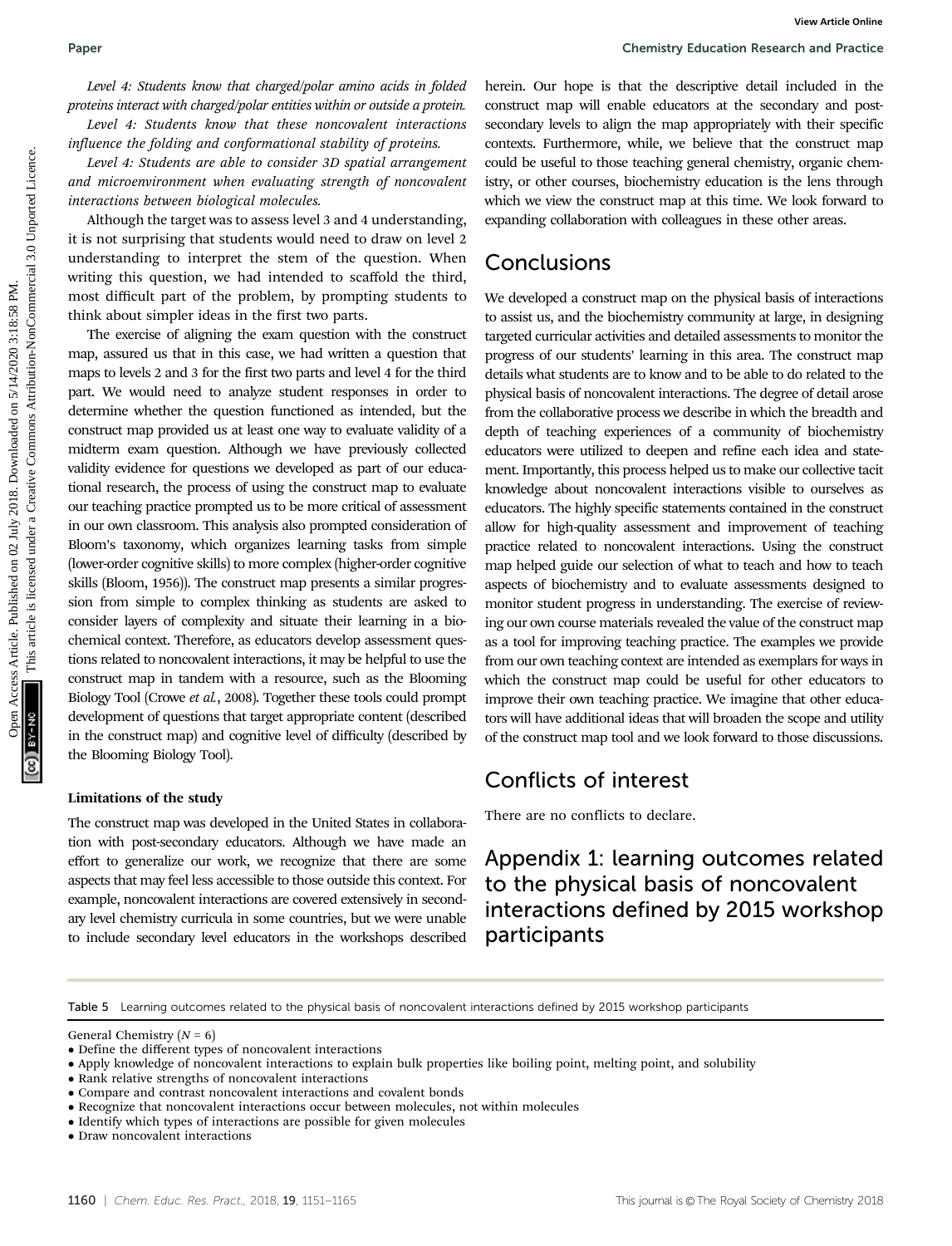*Level 4: Students know that charged/polar amino acids in folded proteins interact with charged/polar entities within or outside a protein.*

*Level 4: Students know that these noncovalent interactions influence the folding and conformational stability of proteins.*

*Level 4: Students are able to consider 3D spatial arrangement and microenvironment when evaluating strength of noncovalent interactions between biological molecules.*

Although the target was to assess level 3 and 4 understanding, it is not surprising that students would need to draw on level 2 understanding to interpret the stem of the question. When writing this question, we had intended to scaffold the third, most difficult part of the problem, by prompting students to think about simpler ideas in the first two parts.

The exercise of aligning the exam question with the construct map, assured us that in this case, we had written a question that maps to levels 2 and 3 for the first two parts and level 4 for the third part. We would need to analyze student responses in order to determine whether the question functioned as intended, but the construct map provided us at least one way to evaluate validity of a midterm exam question. Although we have previously collected validity evidence for questions we developed as part of our educational research, the process of using the construct map to evaluate our teaching practice prompted us to be more critical of assessment in our own classroom. This analysis also prompted consideration of Bloom's taxonomy, which organizes learning tasks from simple (lower-order cognitive skills) to more complex (higher-order cognitive skills (Bloom, 1956)). The construct map presents a similar progression from simple to complex thinking as students are asked to consider layers of complexity and situate their learning in a biochemical context. Therefore, as educators develop assessment questions related to noncovalent interactions, it may be helpful to use the construct map in tandem with a resource, such as the Blooming Biology Tool (Crowe *et al.*, 2008). Together these tools could prompt development of questions that target appropriate content (described in the construct map) and cognitive level of difficulty (described by the Blooming Biology Tool).

#### Limitations of the study

The construct map was developed in the United States in collaboration with post-secondary educators. Although we have made an effort to generalize our work, we recognize that there are some aspects that may feel less accessible to those outside this context. For example, noncovalent interactions are covered extensively in secondary level chemistry curricula in some countries, but we were unable to include secondary level educators in the workshops described herein. Our hope is that the descriptive detail included in the construct map will enable educators at the secondary and post-secondary levels to align the map appropriately with their specific contexts. Furthermore, while, we believe that the construct map could be useful to those teaching general chemistry, organic chemistry, or other courses, biochemistry education is the lens through which we view the construct map at this time. We look forward to expanding collaboration with colleagues in these other areas.

## Conclusions

We developed a construct map on the physical basis of interactions to assist us, and the biochemistry community at large, in designing targeted curricular activities and detailed assessments to monitor the progress of our students' learning in this area. The construct map details what students are to know and to be able to do related to the physical basis of noncovalent interactions. The degree of detail arose from the collaborative process we describe in which the breadth and depth of teaching experiences of a community of biochemistry educators were utilized to deepen and refine each idea and statement. Importantly, this process helped us to make our collective tacit knowledge about noncovalent interactions visible to ourselves as educators. The highly specific statements contained in the construct allow for high-quality assessment and improvement of teaching practice related to noncovalent interactions. Using the construct map helped guide our selection of what to teach and how to teach aspects of biochemistry and to evaluate assessments designed to monitor student progress in understanding. The exercise of reviewing our own course materials revealed the value of the construct map as a tool for improving teaching practice. The examples we provide from our own teaching context are intended as exemplars for ways in which the construct map could be useful for other educators to improve their own teaching practice. We imagine that other educators will have additional ideas that will broaden the scope and utility of the construct map tool and we look forward to those discussions.

## Conflicts of interest

There are no conflicts to declare.

## Appendix 1: learning outcomes related to the physical basis of noncovalent interactions defined by 2015 workshop participants

Table 5 Learning outcomes related to the physical basis of noncovalent interactions defined by 2015 workshop participants

General Chemistry ($N = 6$)
- Define the different types of noncovalent interactions
- Apply knowledge of noncovalent interactions to explain bulk properties like boiling point, melting point, and solubility
- Rank relative strengths of noncovalent interactions
- Compare and contrast noncovalent interactions and covalent bonds
- Recognize that noncovalent interactions occur between molecules, not within molecules
- Identify which types of interactions are possible for given molecules
- Draw noncovalent interactions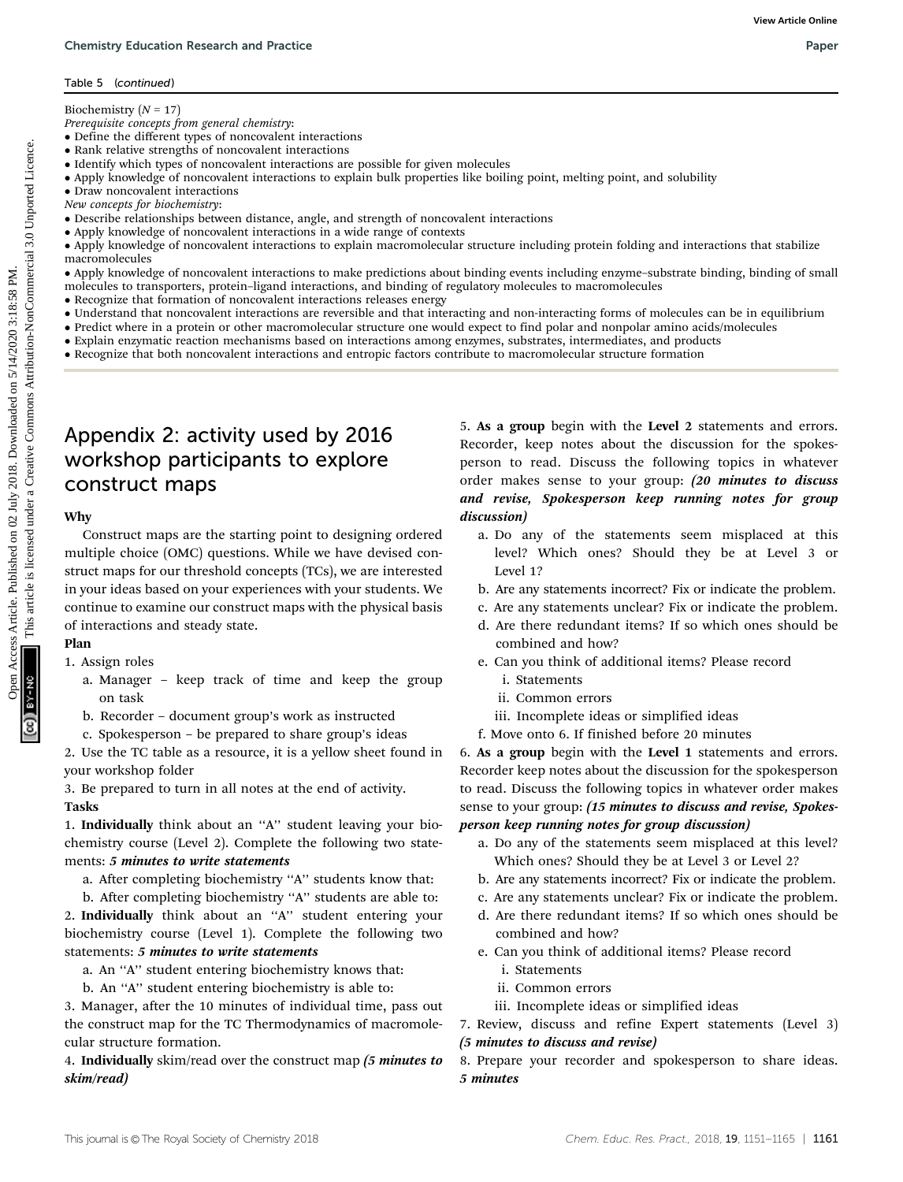Table 5 (*continued*)

Biochemistry ($N$ = 17)
*Prerequisite concepts from general chemistry*:
- Define the different types of noncovalent interactions
- Rank relative strengths of noncovalent interactions
- Identify which types of noncovalent interactions are possible for given molecules
- Apply knowledge of noncovalent interactions to explain bulk properties like boiling point, melting point, and solubility
- Draw noncovalent interactions

*New concepts for biochemistry*:
- Describe relationships between distance, angle, and strength of noncovalent interactions
- Apply knowledge of noncovalent interactions in a wide range of contexts
- Apply knowledge of noncovalent interactions to explain macromolecular structure including protein folding and interactions that stabilize macromolecules
- Apply knowledge of noncovalent interactions to make predictions about binding events including enzyme–substrate binding, binding of small molecules to transporters, protein–ligand interactions, and binding of regulatory molecules to macromolecules
- Recognize that formation of noncovalent interactions releases energy
- Understand that noncovalent interactions are reversible and that interacting and non-interacting forms of molecules can be in equilibrium
- Predict where in a protein or other macromolecular structure one would expect to find polar and nonpolar amino acids/molecules
- Explain enzymatic reaction mechanisms based on interactions among enzymes, substrates, intermediates, and products
- Recognize that both noncovalent interactions and entropic factors contribute to macromolecular structure formation

## Appendix 2: activity used by 2016 workshop participants to explore construct maps

**Why**

Construct maps are the starting point to designing ordered multiple choice (OMC) questions. While we have devised construct maps for our threshold concepts (TCs), we are interested in your ideas based on your experiences with your students. We continue to examine our construct maps with the physical basis of interactions and steady state.

**Plan**

1. Assign roles
   a. Manager – keep track of time and keep the group on task
   b. Recorder – document group's work as instructed
   c. Spokesperson – be prepared to share group's ideas
2. Use the TC table as a resource, it is a yellow sheet found in your workshop folder
3. Be prepared to turn in all notes at the end of activity.

**Tasks**

1. **Individually** think about an "A" student leaving your biochemistry course (Level 2). Complete the following two statements: ***5 minutes to write statements***
   a. After completing biochemistry "A" students know that:
   b. After completing biochemistry "A" students are able to:
2. **Individually** think about an "A" student entering your biochemistry course (Level 1). Complete the following two statements: ***5 minutes to write statements***
   a. An "A" student entering biochemistry knows that:
   b. An "A" student entering biochemistry is able to:
3. Manager, after the 10 minutes of individual time, pass out the construct map for the TC Thermodynamics of macromolecular structure formation.
4. **Individually** skim/read over the construct map ***(5 minutes to skim/read)***
5. **As a group** begin with the **Level 2** statements and errors. Recorder, keep notes about the discussion for the spokesperson to read. Discuss the following topics in whatever order makes sense to your group: ***(20 minutes to discuss and revise, Spokesperson keep running notes for group discussion)***
   a. Do any of the statements seem misplaced at this level? Which ones? Should they be at Level 3 or Level 1?
   b. Are any statements incorrect? Fix or indicate the problem.
   c. Are any statements unclear? Fix or indicate the problem.
   d. Are there redundant items? If so which ones should be combined and how?
   e. Can you think of additional items? Please record
      i. Statements
      ii. Common errors
      iii. Incomplete ideas or simplified ideas
   f. Move onto 6. If finished before 20 minutes
6. **As a group** begin with the **Level 1** statements and errors. Recorder keep notes about the discussion for the spokesperson to read. Discuss the following topics in whatever order makes sense to your group: ***(15 minutes to discuss and revise, Spokesperson keep running notes for group discussion)***
   a. Do any of the statements seem misplaced at this level? Which ones? Should they be at Level 3 or Level 2?
   b. Are any statements incorrect? Fix or indicate the problem.
   c. Are any statements unclear? Fix or indicate the problem.
   d. Are there redundant items? If so which ones should be combined and how?
   e. Can you think of additional items? Please record
      i. Statements
      ii. Common errors
      iii. Incomplete ideas or simplified ideas
7. Review, discuss and refine Expert statements (Level 3) ***(5 minutes to discuss and revise)***
8. Prepare your recorder and spokesperson to share ideas. ***5 minutes***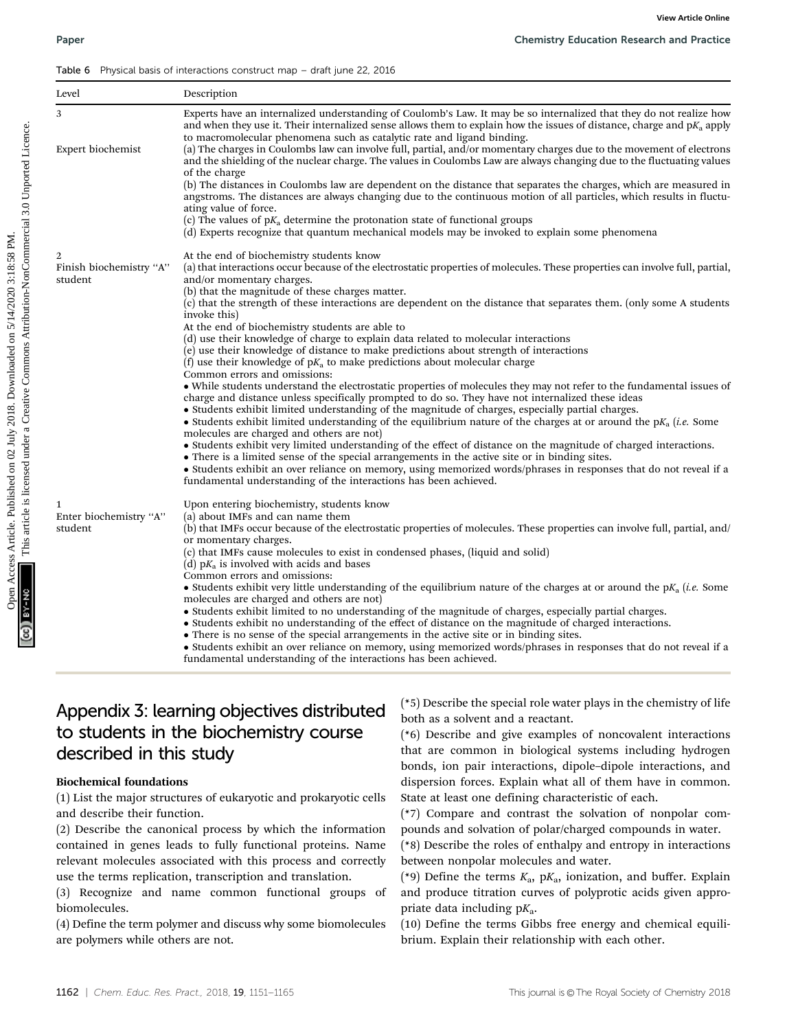Table 6 Physical basis of interactions construct map – draft june 22, 2016

| Level | Description |
|---|---|
| 3<br><br>Expert biochemist | Experts have an internalized understanding of Coulomb's Law. It may be so internalized that they do not realize how and when they use it. Their internalized sense allows them to explain how the issues of distance, charge and p$K_a$ apply to macromolecular phenomena such as catalytic rate and ligand binding.<br>(a) The charges in Coulombs law can involve full, partial, and/or momentary charges due to the movement of electrons and the shielding of the nuclear charge. The values in Coulombs Law are always changing due to the fluctuating values of the charge<br>(b) The distances in Coulombs law are dependent on the distance that separates the charges, which are measured in angstroms. The distances are always changing due to the continuous motion of all particles, which results in fluctuating value of force.<br>(c) The values of p$K_a$ determine the protonation state of functional groups<br>(d) Experts recognize that quantum mechanical models may be invoked to explain some phenomena |
| 2<br>Finish biochemistry "A" student | At the end of biochemistry students know<br>(a) that interactions occur because of the electrostatic properties of molecules. These properties can involve full, partial, and/or momentary charges.<br>(b) that the magnitude of these charges matter.<br>(c) that the strength of these interactions are dependent on the distance that separates them. (only some A students invoke this)<br>At the end of biochemistry students are able to<br>(d) use their knowledge of charge to explain data related to molecular interactions<br>(e) use their knowledge of distance to make predictions about strength of interactions<br>(f) use their knowledge of p$K_a$ to make predictions about molecular charge<br>Common errors and omissions:<br>• While students understand the electrostatic properties of molecules they may not refer to the fundamental issues of charge and distance unless specifically prompted to do so. They have not internalized these ideas<br>• Students exhibit limited understanding of the magnitude of charges, especially partial charges.<br>• Students exhibit limited understanding of the equilibrium nature of the charges at or around the p$K_a$ (*i.e.* Some molecules are charged and others are not)<br>• Students exhibit very limited understanding of the effect of distance on the magnitude of charged interactions.<br>• There is a limited sense of the special arrangements in the active site or in binding sites.<br>• Students exhibit an over reliance on memory, using memorized words/phrases in responses that do not reveal if a fundamental understanding of the interactions has been achieved. |
| 1<br>Enter biochemistry "A" student | Upon entering biochemistry, students know<br>(a) about IMFs and can name them<br>(b) that IMFs occur because of the electrostatic properties of molecules. These properties can involve full, partial, and/ or momentary charges.<br>(c) that IMFs cause molecules to exist in condensed phases, (liquid and solid)<br>(d) p$K_a$ is involved with acids and bases<br>Common errors and omissions:<br>• Students exhibit very little understanding of the equilibrium nature of the charges at or around the p$K_a$ (*i.e.* Some molecules are charged and others are not)<br>• Students exhibit limited to no understanding of the magnitude of charges, especially partial charges.<br>• Students exhibit no understanding of the effect of distance on the magnitude of charged interactions.<br>• There is no sense of the special arrangements in the active site or in binding sites.<br>• Students exhibit an over reliance on memory, using memorized words/phrases in responses that do not reveal if a fundamental understanding of the interactions has been achieved. |

## Appendix 3: learning objectives distributed to students in the biochemistry course described in this study

**Biochemical foundations**

(1) List the major structures of eukaryotic and prokaryotic cells and describe their function.

(2) Describe the canonical process by which the information contained in genes leads to fully functional proteins. Name relevant molecules associated with this process and correctly use the terms replication, transcription and translation.

(3) Recognize and name common functional groups of biomolecules.

(4) Define the term polymer and discuss why some biomolecules are polymers while others are not.

(*5) Describe the special role water plays in the chemistry of life both as a solvent and a reactant.

(*6) Describe and give examples of noncovalent interactions that are common in biological systems including hydrogen bonds, ion pair interactions, dipole–dipole interactions, and dispersion forces. Explain what all of them have in common. State at least one defining characteristic of each.

(*7) Compare and contrast the solvation of nonpolar compounds and solvation of polar/charged compounds in water.

(*8) Describe the roles of enthalpy and entropy in interactions between nonpolar molecules and water.

(*9) Define the terms $K_a$, p$K_a$, ionization, and buffer. Explain and produce titration curves of polyprotic acids given appropriate data including p$K_a$.

(10) Define the terms Gibbs free energy and chemical equilibrium. Explain their relationship with each other.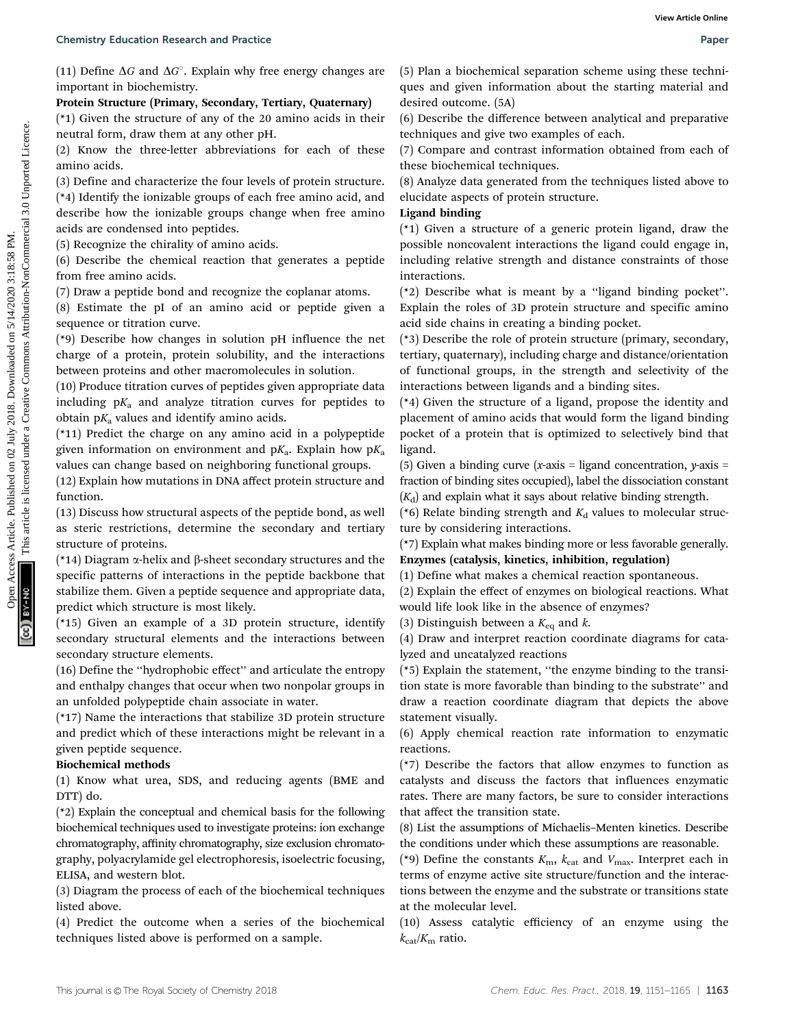(11) Define $\Delta G$ and $\Delta G^{\circ}$. Explain why free energy changes are important in biochemistry.

**Protein Structure (Primary, Secondary, Tertiary, Quaternary)**

(*1) Given the structure of any of the 20 amino acids in their neutral form, draw them at any other pH.

(2) Know the three-letter abbreviations for each of these amino acids.

(3) Define and characterize the four levels of protein structure.

(*4) Identify the ionizable groups of each free amino acid, and describe how the ionizable groups change when free amino acids are condensed into peptides.

(5) Recognize the chirality of amino acids.

(6) Describe the chemical reaction that generates a peptide from free amino acids.

(7) Draw a peptide bond and recognize the coplanar atoms.

(8) Estimate the pI of an amino acid or peptide given a sequence or titration curve.

(*9) Describe how changes in solution pH influence the net charge of a protein, protein solubility, and the interactions between proteins and other macromolecules in solution.

(10) Produce titration curves of peptides given appropriate data including $pK_a$ and analyze titration curves for peptides to obtain $pK_a$ values and identify amino acids.

(*11) Predict the charge on any amino acid in a polypeptide given information on environment and $pK_a$. Explain how $pK_a$ values can change based on neighboring functional groups.

(12) Explain how mutations in DNA affect protein structure and function.

(13) Discuss how structural aspects of the peptide bond, as well as steric restrictions, determine the secondary and tertiary structure of proteins.

(*14) Diagram α-helix and β-sheet secondary structures and the specific patterns of interactions in the peptide backbone that stabilize them. Given a peptide sequence and appropriate data, predict which structure is most likely.

(*15) Given an example of a 3D protein structure, identify secondary structural elements and the interactions between secondary structure elements.

(16) Define the "hydrophobic effect" and articulate the entropy and enthalpy changes that occur when two nonpolar groups in an unfolded polypeptide chain associate in water.

(*17) Name the interactions that stabilize 3D protein structure and predict which of these interactions might be relevant in a given peptide sequence.

**Biochemical methods**

(1) Know what urea, SDS, and reducing agents (BME and DTT) do.

(*2) Explain the conceptual and chemical basis for the following biochemical techniques used to investigate proteins: ion exchange chromatography, affinity chromatography, size exclusion chromatography, polyacrylamide gel electrophoresis, isoelectric focusing, ELISA, and western blot.

(3) Diagram the process of each of the biochemical techniques listed above.

(4) Predict the outcome when a series of the biochemical techniques listed above is performed on a sample.

(5) Plan a biochemical separation scheme using these techniques and given information about the starting material and desired outcome. (5A)

(6) Describe the difference between analytical and preparative techniques and give two examples of each.

(7) Compare and contrast information obtained from each of these biochemical techniques.

(8) Analyze data generated from the techniques listed above to elucidate aspects of protein structure.

**Ligand binding**

(*1) Given a structure of a generic protein ligand, draw the possible noncovalent interactions the ligand could engage in, including relative strength and distance constraints of those interactions.

(*2) Describe what is meant by a "ligand binding pocket". Explain the roles of 3D protein structure and specific amino acid side chains in creating a binding pocket.

(*3) Describe the role of protein structure (primary, secondary, tertiary, quaternary), including charge and distance/orientation of functional groups, in the strength and selectivity of the interactions between ligands and a binding sites.

(*4) Given the structure of a ligand, propose the identity and placement of amino acids that would form the ligand binding pocket of a protein that is optimized to selectively bind that ligand.

(5) Given a binding curve (*x*-axis = ligand concentration, *y*-axis = fraction of binding sites occupied), label the dissociation constant ($K_d$) and explain what it says about relative binding strength.

(*6) Relate binding strength and $K_d$ values to molecular structure by considering interactions.

(*7) Explain what makes binding more or less favorable generally.

**Enzymes (catalysis, kinetics, inhibition, regulation)**

(1) Define what makes a chemical reaction spontaneous.

(2) Explain the effect of enzymes on biological reactions. What would life look like in the absence of enzymes?

(3) Distinguish between a $K_{eq}$ and $k$.

(4) Draw and interpret reaction coordinate diagrams for catalyzed and uncatalyzed reactions

(*5) Explain the statement, "the enzyme binding to the transition state is more favorable than binding to the substrate" and draw a reaction coordinate diagram that depicts the above statement visually.

(6) Apply chemical reaction rate information to enzymatic reactions.

(*7) Describe the factors that allow enzymes to function as catalysts and discuss the factors that influences enzymatic rates. There are many factors, be sure to consider interactions that affect the transition state.

(8) List the assumptions of Michaelis–Menten kinetics. Describe the conditions under which these assumptions are reasonable.

(*9) Define the constants $K_m$, $k_{cat}$ and $V_{max}$. Interpret each in terms of enzyme active site structure/function and the interactions between the enzyme and the substrate or transitions state at the molecular level.

(10) Assess catalytic efficiency of an enzyme using the $k_{cat}/K_m$ ratio.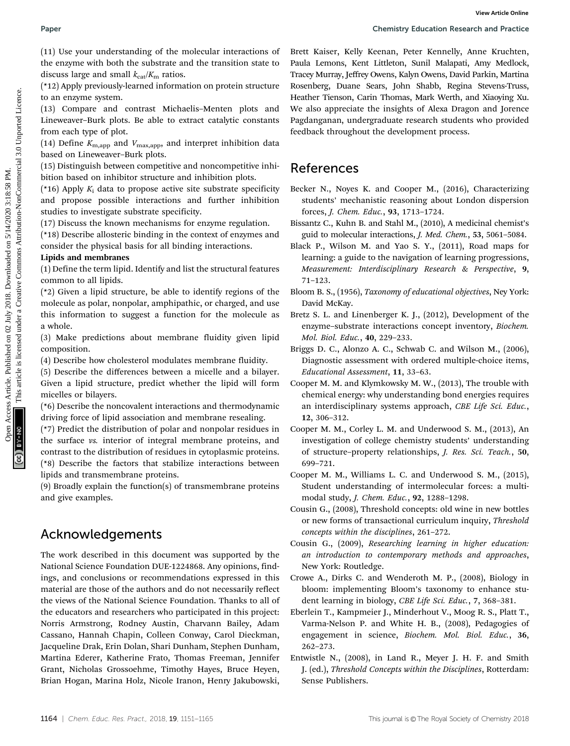(11) Use your understanding of the molecular interactions of the enzyme with both the substrate and the transition state to discuss large and small $k_{cat}/K_m$ ratios.

(*12) Apply previously-learned information on protein structure to an enzyme system.

(13) Compare and contrast Michaelis–Menten plots and Lineweaver–Burk plots. Be able to extract catalytic constants from each type of plot.

(14) Define $K_{m,app}$ and $V_{max,app}$, and interpret inhibition data based on Lineweaver–Burk plots.

(15) Distinguish between competitive and noncompetitive inhibition based on inhibitor structure and inhibition plots.

(*16) Apply $K_i$ data to propose active site substrate specificity and propose possible interactions and further inhibition studies to investigate substrate specificity.

(17) Discuss the known mechanisms for enzyme regulation.

(*18) Describe allosteric binding in the context of enzymes and consider the physical basis for all binding interactions.

**Lipids and membranes**

(1) Define the term lipid. Identify and list the structural features common to all lipids.

(*2) Given a lipid structure, be able to identify regions of the molecule as polar, nonpolar, amphipathic, or charged, and use this information to suggest a function for the molecule as a whole.

(3) Make predictions about membrane fluidity given lipid composition.

(4) Describe how cholesterol modulates membrane fluidity.

(5) Describe the differences between a micelle and a bilayer. Given a lipid structure, predict whether the lipid will form micelles or bilayers.

(*6) Describe the noncovalent interactions and thermodynamic driving force of lipid association and membrane resealing.

(*7) Predict the distribution of polar and nonpolar residues in the surface *vs.* interior of integral membrane proteins, and contrast to the distribution of residues in cytoplasmic proteins.

(*8) Describe the factors that stabilize interactions between lipids and transmembrane proteins.

(9) Broadly explain the function(s) of transmembrane proteins and give examples.

## Acknowledgements

The work described in this document was supported by the National Science Foundation DUE-1224868. Any opinions, findings, and conclusions or recommendations expressed in this material are those of the authors and do not necessarily reflect the views of the National Science Foundation. Thanks to all of the educators and researchers who participated in this project: Norris Armstrong, Rodney Austin, Charvann Bailey, Adam Cassano, Hannah Chapin, Colleen Conway, Carol Dieckman, Jacqueline Drak, Erin Dolan, Shari Dunham, Stephen Dunham, Martina Ederer, Katherine Frato, Thomas Freeman, Jennifer Grant, Nicholas Grossoehme, Timothy Hayes, Bruce Heyen, Brian Hogan, Marina Holz, Nicole Iranon, Henry Jakubowski, Brett Kaiser, Kelly Keenan, Peter Kennelly, Anne Kruchten, Paula Lemons, Kent Littleton, Sunil Malapati, Amy Medlock, Tracey Murray, Jeffrey Owens, Kalyn Owens, David Parkin, Martina Rosenberg, Duane Sears, John Shabb, Regina Stevens-Truss, Heather Tienson, Carin Thomas, Mark Werth, and Xiaoying Xu. We also appreciate the insights of Alexa Dragon and Jorence Pagdanganan, undergraduate research students who provided feedback throughout the development process.

## References

Becker N., Noyes K. and Cooper M., (2016), Characterizing students' mechanistic reasoning about London dispersion forces, *J. Chem. Educ.*, **93**, 1713–1724.

Bissantz C., Kuhn B. and Stahl M., (2010), A medicinal chemist's guid to molecular interactions, *J. Med. Chem.*, **53**, 5061–5084.

Black P., Wilson M. and Yao S. Y., (2011), Road maps for learning: a guide to the navigation of learning progressions, *Measurement: Interdisciplinary Research & Perspective*, **9**, 71–123.

Bloom B. S., (1956), *Taxonomy of educational objectives*, Ney York: David McKay.

Bretz S. L. and Linenberger K. J., (2012), Development of the enzyme–substrate interactions concept inventory, *Biochem. Mol. Biol. Educ.*, **40**, 229–233.

Briggs D. C., Alonzo A. C., Schwab C. and Wilson M., (2006), Diagnostic assessment with ordered multiple-choice items, *Educational Assessment*, **11**, 33–63.

Cooper M. M. and Klymkowsky M. W., (2013), The trouble with chemical energy: why understanding bond energies requires an interdisciplinary systems approach, *CBE Life Sci. Educ.*, **12**, 306–312.

Cooper M. M., Corley L. M. and Underwood S. M., (2013), An investigation of college chemistry students' understanding of structure–property relationships, *J. Res. Sci. Teach.*, **50**, 699–721.

Cooper M. M., Williams L. C. and Underwood S. M., (2015), Student understanding of intermolecular forces: a multimodal study, *J. Chem. Educ.*, **92**, 1288–1298.

Cousin G., (2008), Threshold concepts: old wine in new bottles or new forms of transactional curriculum inquiry, *Threshold concepts within the disciplines*, 261–272.

Cousin G., (2009), *Researching learning in higher education: an introduction to contemporary methods and approaches*, New York: Routledge.

Crowe A., Dirks C. and Wenderoth M. P., (2008), Biology in bloom: implementing Bloom's taxonomy to enhance student learning in biology, *CBE Life Sci. Educ.*, **7**, 368–381.

Eberlein T., Kampmeier J., Minderhout V., Moog R. S., Platt T., Varma-Nelson P. and White H. B., (2008), Pedagogies of engagement in science, *Biochem. Mol. Biol. Educ.*, **36**, 262–273.

Entwistle N., (2008), in Land R., Meyer J. H. F. and Smith J. (ed.), *Threshold Concepts within the Disciplines*, Rotterdam: Sense Publishers.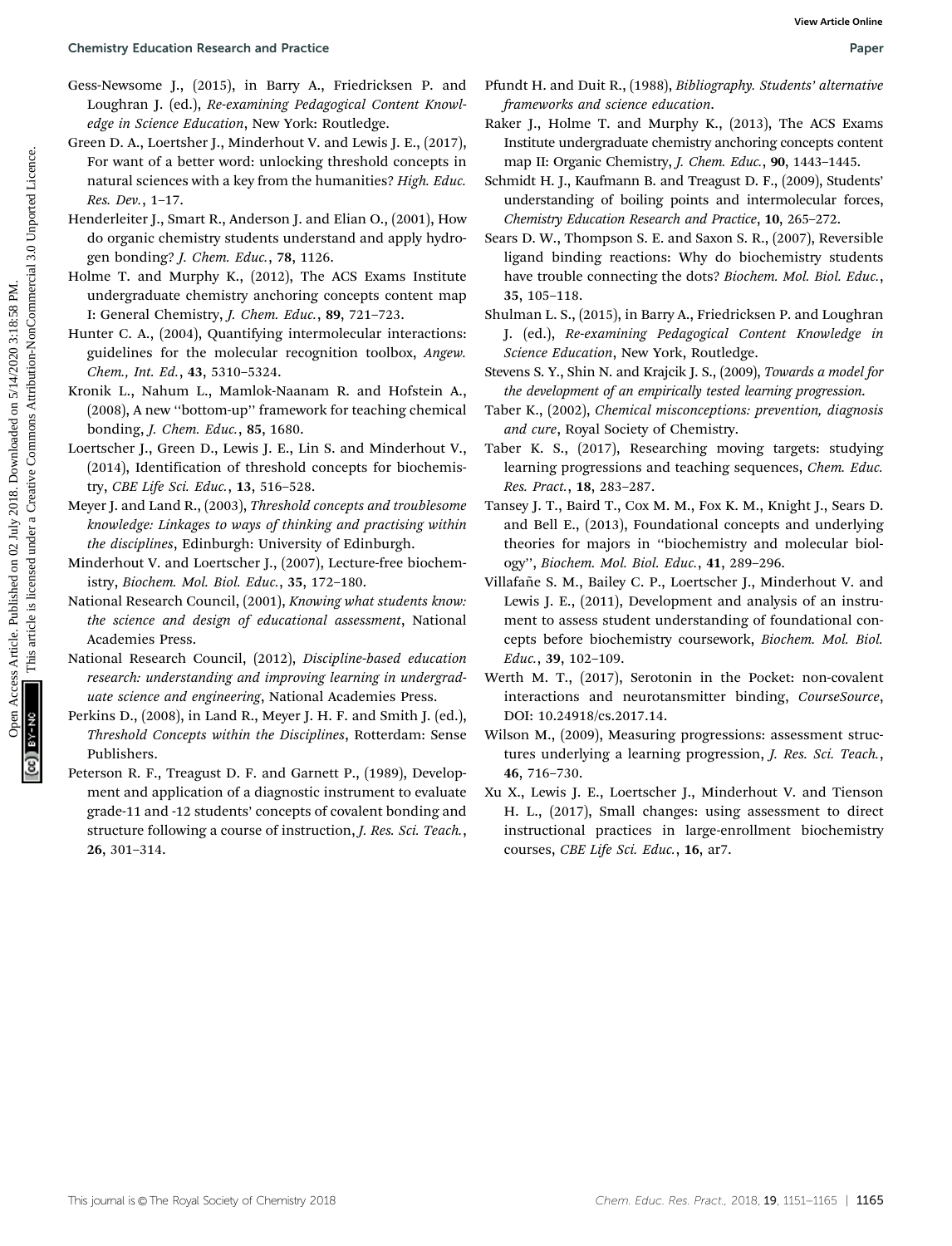Gess-Newsome J., (2015), in Barry A., Friedricksen P. and Loughran J. (ed.), *Re-examining Pedagogical Content Knowledge in Science Education*, New York: Routledge.

Green D. A., Loertsher J., Minderhout V. and Lewis J. E., (2017), For want of a better word: unlocking threshold concepts in natural sciences with a key from the humanities? *High. Educ. Res. Dev.*, 1–17.

Henderleiter J., Smart R., Anderson J. and Elian O., (2001), How do organic chemistry students understand and apply hydrogen bonding? *J. Chem. Educ.*, **78**, 1126.

Holme T. and Murphy K., (2012), The ACS Exams Institute undergraduate chemistry anchoring concepts content map I: General Chemistry, *J. Chem. Educ.*, **89**, 721–723.

Hunter C. A., (2004), Quantifying intermolecular interactions: guidelines for the molecular recognition toolbox, *Angew. Chem., Int. Ed.*, **43**, 5310–5324.

Kronik L., Nahum L., Mamlok-Naanam R. and Hofstein A., (2008), A new ''bottom-up'' framework for teaching chemical bonding, *J. Chem. Educ.*, **85**, 1680.

Loertscher J., Green D., Lewis J. E., Lin S. and Minderhout V., (2014), Identification of threshold concepts for biochemistry, *CBE Life Sci. Educ.*, **13**, 516–528.

Meyer J. and Land R., (2003), *Threshold concepts and troublesome knowledge: Linkages to ways of thinking and practising within the disciplines*, Edinburgh: University of Edinburgh.

Minderhout V. and Loertscher J., (2007), Lecture-free biochemistry, *Biochem. Mol. Biol. Educ.*, **35**, 172–180.

National Research Council, (2001), *Knowing what students know: the science and design of educational assessment*, National Academies Press.

National Research Council, (2012), *Discipline-based education research: understanding and improving learning in undergraduate science and engineering*, National Academies Press.

Perkins D., (2008), in Land R., Meyer J. H. F. and Smith J. (ed.), *Threshold Concepts within the Disciplines*, Rotterdam: Sense Publishers.

Peterson R. F., Treagust D. F. and Garnett P., (1989), Development and application of a diagnostic instrument to evaluate grade-11 and -12 students' concepts of covalent bonding and structure following a course of instruction, *J. Res. Sci. Teach.*, **26**, 301–314.

Pfundt H. and Duit R., (1988), *Bibliography. Students' alternative frameworks and science education*.

Raker J., Holme T. and Murphy K., (2013), The ACS Exams Institute undergraduate chemistry anchoring concepts content map II: Organic Chemistry, *J. Chem. Educ.*, **90**, 1443–1445.

Schmidt H. J., Kaufmann B. and Treagust D. F., (2009), Students' understanding of boiling points and intermolecular forces, *Chemistry Education Research and Practice*, **10**, 265–272.

Sears D. W., Thompson S. E. and Saxon S. R., (2007), Reversible ligand binding reactions: Why do biochemistry students have trouble connecting the dots? *Biochem. Mol. Biol. Educ.*, **35**, 105–118.

Shulman L. S., (2015), in Barry A., Friedricksen P. and Loughran J. (ed.), *Re-examining Pedagogical Content Knowledge in Science Education*, New York, Routledge.

Stevens S. Y., Shin N. and Krajcik J. S., (2009), *Towards a model for the development of an empirically tested learning progression*.

Taber K., (2002), *Chemical misconceptions: prevention, diagnosis and cure*, Royal Society of Chemistry.

Taber K. S., (2017), Researching moving targets: studying learning progressions and teaching sequences, *Chem. Educ. Res. Pract.*, **18**, 283–287.

Tansey J. T., Baird T., Cox M. M., Fox K. M., Knight J., Sears D. and Bell E., (2013), Foundational concepts and underlying theories for majors in ''biochemistry and molecular biology'', *Biochem. Mol. Biol. Educ.*, **41**, 289–296.

Villafañe S. M., Bailey C. P., Loertscher J., Minderhout V. and Lewis J. E., (2011), Development and analysis of an instrument to assess student understanding of foundational concepts before biochemistry coursework, *Biochem. Mol. Biol. Educ.*, **39**, 102–109.

Werth M. T., (2017), Serotonin in the Pocket: non-covalent interactions and neurotansmitter binding, *CourseSource*, DOI: 10.24918/cs.2017.14.

Wilson M., (2009), Measuring progressions: assessment structures underlying a learning progression, *J. Res. Sci. Teach.*, **46**, 716–730.

Xu X., Lewis J. E., Loertscher J., Minderhout V. and Tienson H. L., (2017), Small changes: using assessment to direct instructional practices in large-enrollment biochemistry courses, *CBE Life Sci. Educ.*, **16**, ar7.